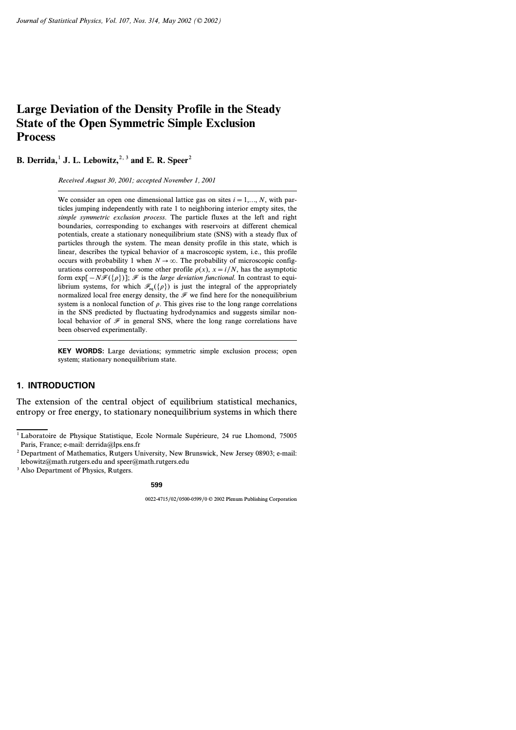# Large Deviation of the Density Profile in the Steady State of the Open Symmetric Simple Exclusion Process

**B. Derrida,**[1] **J. L. Lebowitz,**[2,3] **and E. R. Speer**[2]

*Received August 30, 2001; accepted November 1, 2001*

We consider an open one dimensional lattice gas on sites $i = 1,..., N$, with particles jumping independently with rate 1 to neighboring interior empty sites, the *simple symmetric exclusion process*. The particle fluxes at the left and right boundaries, corresponding to exchanges with reservoirs at different chemical potentials, create a stationary nonequilibrium state (SNS) with a steady flux of particles through the system. The mean density profile in this state, which is linear, describes the typical behavior of a macroscopic system, i.e., this profile occurs with probability 1 when $N \to \infty$. The probability of microscopic configurations corresponding to some other profile $\rho(x)$, $x = i/N$, has the asymptotic form $\exp[-N\mathscr{F}(\{\rho\})]$; $\mathscr{F}$ is the *large deviation functional*. In contrast to equilibrium systems, for which $\mathscr{F}_{\text{eq}}(\{\rho\})$ is just the integral of the appropriately normalized local free energy density, the $\mathscr{F}$ we find here for the nonequilibrium system is a nonlocal function of $\rho$. This gives rise to the long range correlations in the SNS predicted by fluctuating hydrodynamics and suggests similar nonlocal behavior of $\mathscr{F}$ in general SNS, where the long range correlations have been observed experimentally.

**KEY WORDS:** Large deviations; symmetric simple exclusion process; open system; stationary nonequilibrium state.

## 1. INTRODUCTION

The extension of the central object of equilibrium statistical mechanics, entropy or free energy, to stationary nonequilibrium systems in which there

[1] Laboratoire de Physique Statistique, Ecole Normale Supérieure, 24 rue Lhomond, 75005 Paris, France; e-mail: derrida@lps.ens.fr

[2] Department of Mathematics, Rutgers University, New Brunswick, New Jersey 08903; e-mail: lebowitz@math.rutgers.edu and speer@math.rutgers.edu

[3] Also Department of Physics, Rutgers.

0022-4715/02/0500-0599/0 © 2002 Plenum Publishing Corporation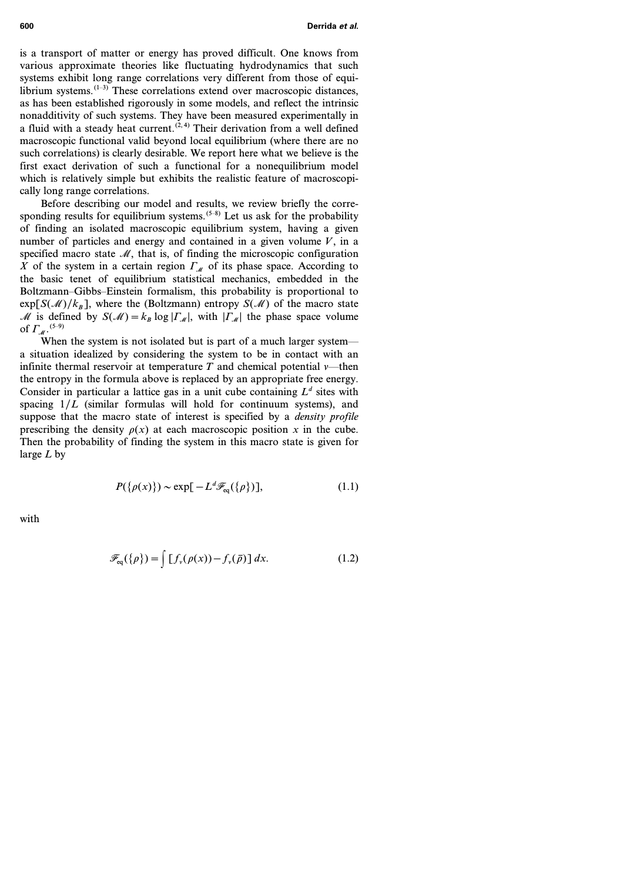is a transport of matter or energy has proved difficult. One knows from various approximate theories like fluctuating hydrodynamics that such systems exhibit long range correlations very different from those of equilibrium systems.[1–3] These correlations extend over macroscopic distances, as has been established rigorously in some models, and reflect the intrinsic nonadditivity of such systems. They have been measured experimentally in a fluid with a steady heat current.[2, 4] Their derivation from a well defined macroscopic functional valid beyond local equilibrium (where there are no such correlations) is clearly desirable. We report here what we believe is the first exact derivation of such a functional for a nonequilibrium model which is relatively simple but exhibits the realistic feature of macroscopically long range correlations.

Before describing our model and results, we review briefly the corresponding results for equilibrium systems.[5–8] Let us ask for the probability of finding an isolated macroscopic equilibrium system, having a given number of particles and energy and contained in a given volume $V$, in a specified macro state $\mathcal{M}$, that is, of finding the microscopic configuration $X$ of the system in a certain region $\Gamma_{\mathcal{M}}$ of its phase space. According to the basic tenet of equilibrium statistical mechanics, embedded in the Boltzmann–Gibbs–Einstein formalism, this probability is proportional to $\exp[S(\mathcal{M})/k_B]$, where the (Boltzmann) entropy $S(\mathcal{M})$ of the macro state $\mathcal{M}$ is defined by $S(\mathcal{M}) = k_B \log |\Gamma_{\mathcal{M}}|$, with $|\Gamma_{\mathcal{M}}|$ the phase space volume of $\Gamma_{\mathcal{M}}$.[5–9]

When the system is not isolated but is part of a much larger system—a situation idealized by considering the system to be in contact with an infinite thermal reservoir at temperature $T$ and chemical potential $\nu$—then the entropy in the formula above is replaced by an appropriate free energy. Consider in particular a lattice gas in a unit cube containing $L^d$ sites with spacing $1/L$ (similar formulas will hold for continuum systems), and suppose that the macro state of interest is specified by a *density profile* prescribing the density $\rho(x)$ at each macroscopic position $x$ in the cube. Then the probability of finding the system in this macro state is given for large $L$ by

$$P(\{\rho(x)\}) \sim \exp[-L^d \mathcal{F}_{\text{eq}}(\{\rho\})], \tag{1.1}$$

with

$$\mathcal{F}_{\text{eq}}(\{\rho\}) = \int [f_\nu(\rho(x)) - f_\nu(\bar{\rho})]\, dx. \tag{1.2}$$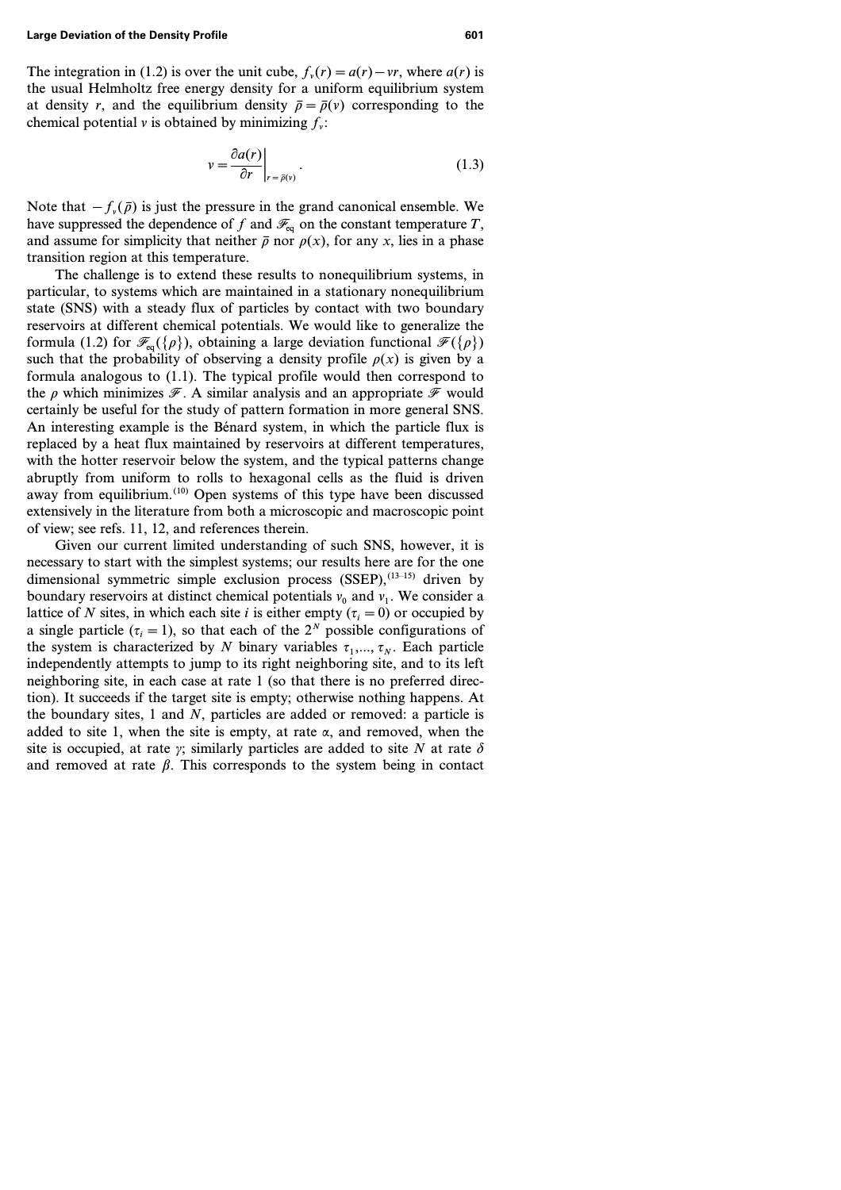The integration in (1.2) is over the unit cube, $f_v(r) = a(r) - vr$, where $a(r)$ is the usual Helmholtz free energy density for a uniform equilibrium system at density $r$, and the equilibrium density $\bar{\rho} = \bar{\rho}(v)$ corresponding to the chemical potential $v$ is obtained by minimizing $f_v$:

$$v = \left. \frac{\partial a(r)}{\partial r} \right|_{r = \bar{\rho}(v)}. \tag{1.3}$$

Note that $-f_v(\bar{\rho})$ is just the pressure in the grand canonical ensemble. We have suppressed the dependence of $f$ and $\mathscr{F}_{\text{eq}}$ on the constant temperature $T$, and assume for simplicity that neither $\bar{\rho}$ nor $\rho(x)$, for any $x$, lies in a phase transition region at this temperature.

The challenge is to extend these results to nonequilibrium systems, in particular, to systems which are maintained in a stationary nonequilibrium state (SNS) with a steady flux of particles by contact with two boundary reservoirs at different chemical potentials. We would like to generalize the formula (1.2) for $\mathscr{F}_{\text{eq}}(\{\rho\})$, obtaining a large deviation functional $\mathscr{F}(\{\rho\})$ such that the probability of observing a density profile $\rho(x)$ is given by a formula analogous to (1.1). The typical profile would then correspond to the $\rho$ which minimizes $\mathscr{F}$. A similar analysis and an appropriate $\mathscr{F}$ would certainly be useful for the study of pattern formation in more general SNS. An interesting example is the Bénard system, in which the particle flux is replaced by a heat flux maintained by reservoirs at different temperatures, with the hotter reservoir below the system, and the typical patterns change abruptly from uniform to rolls to hexagonal cells as the fluid is driven away from equilibrium.[10] Open systems of this type have been discussed extensively in the literature from both a microscopic and macroscopic point of view; see refs. 11, 12, and references therein.

Given our current limited understanding of such SNS, however, it is necessary to start with the simplest systems; our results here are for the one dimensional symmetric simple exclusion process (SSEP),[13–15] driven by boundary reservoirs at distinct chemical potentials $v_0$ and $v_1$. We consider a lattice of $N$ sites, in which each site $i$ is either empty ($\tau_i = 0$) or occupied by a single particle ($\tau_i = 1$), so that each of the $2^N$ possible configurations of the system is characterized by $N$ binary variables $\tau_1, \ldots, \tau_N$. Each particle independently attempts to jump to its right neighboring site, and to its left neighboring site, in each case at rate 1 (so that there is no preferred direction). It succeeds if the target site is empty; otherwise nothing happens. At the boundary sites, 1 and $N$, particles are added or removed: a particle is added to site 1, when the site is empty, at rate $\alpha$, and removed, when the site is occupied, at rate $\gamma$; similarly particles are added to site $N$ at rate $\delta$ and removed at rate $\beta$. This corresponds to the system being in contact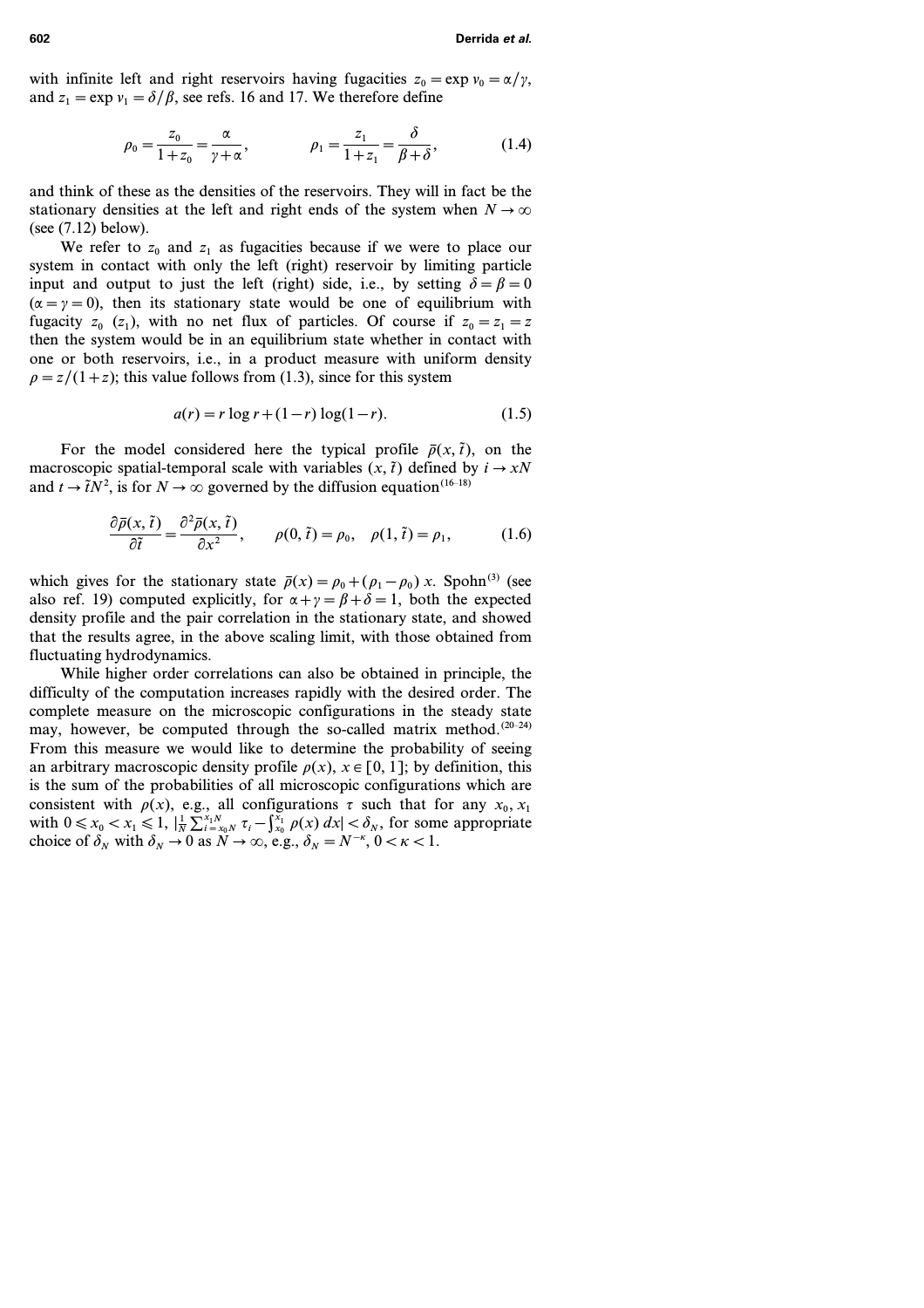with infinite left and right reservoirs having fugacities $z_0 = \exp \nu_0 = \alpha/\gamma$, and $z_1 = \exp \nu_1 = \delta/\beta$, see refs. 16 and 17. We therefore define

$$\rho_0 = \frac{z_0}{1+z_0} = \frac{\alpha}{\gamma+\alpha}, \qquad \rho_1 = \frac{z_1}{1+z_1} = \frac{\delta}{\beta+\delta}, \tag{1.4}$$

and think of these as the densities of the reservoirs. They will in fact be the stationary densities at the left and right ends of the system when $N \to \infty$ (see (7.12) below).

We refer to $z_0$ and $z_1$ as fugacities because if we were to place our system in contact with only the left (right) reservoir by limiting particle input and output to just the left (right) side, i.e., by setting $\delta = \beta = 0$ ($\alpha = \gamma = 0$), then its stationary state would be one of equilibrium with fugacity $z_0$ ($z_1$), with no net flux of particles. Of course if $z_0 = z_1 = z$ then the system would be in an equilibrium state whether in contact with one or both reservoirs, i.e., a product measure with uniform density $\rho = z/(1+z)$; this value follows from (1.3), since for this system

$$a(r) = r \log r + (1-r) \log(1-r). \tag{1.5}$$

For the model considered here the typical profile $\bar{\rho}(x, \tilde{t})$, on the macroscopic spatial-temporal scale with variables $(x, \tilde{t})$ defined by $i \to xN$ and $t \to \tilde{t}N^2$, is for $N \to \infty$ governed by the diffusion equation[16–18]

$$\frac{\partial \bar{\rho}(x, \tilde{t})}{\partial \tilde{t}} = \frac{\partial^2 \bar{\rho}(x, \tilde{t})}{\partial x^2}, \qquad \rho(0, \tilde{t}) = \rho_0, \quad \rho(1, \tilde{t}) = \rho_1, \tag{1.6}$$

which gives for the stationary state $\bar{\rho}(x) = \rho_0 + (\rho_1 - \rho_0)\, x$. Spohn[3] (see also ref. 19) computed explicitly, for $\alpha + \gamma = \beta + \delta = 1$, both the expected density profile and the pair correlation in the stationary state, and showed that the results agree, in the above scaling limit, with those obtained from fluctuating hydrodynamics.

While higher order correlations can also be obtained in principle, the difficulty of the computation increases rapidly with the desired order. The complete measure on the microscopic configurations in the steady state may, however, be computed through the so-called matrix method.[20–24] From this measure we would like to determine the probability of seeing an arbitrary macroscopic density profile $\rho(x)$, $x \in [0, 1]$; by definition, this is the sum of the probabilities of all microscopic configurations which are consistent with $\rho(x)$, e.g., all configurations $\tau$ such that for any $x_0, x_1$ with $0 \leqslant x_0 < x_1 \leqslant 1$, $|\frac{1}{N} \sum_{i=x_0 N}^{x_1 N} \tau_i - \int_{x_0}^{x_1} \rho(x)\, dx| < \delta_N$, for some appropriate choice of $\delta_N$ with $\delta_N \to 0$ as $N \to \infty$, e.g., $\delta_N = N^{-\kappa}$, $0 < \kappa < 1$.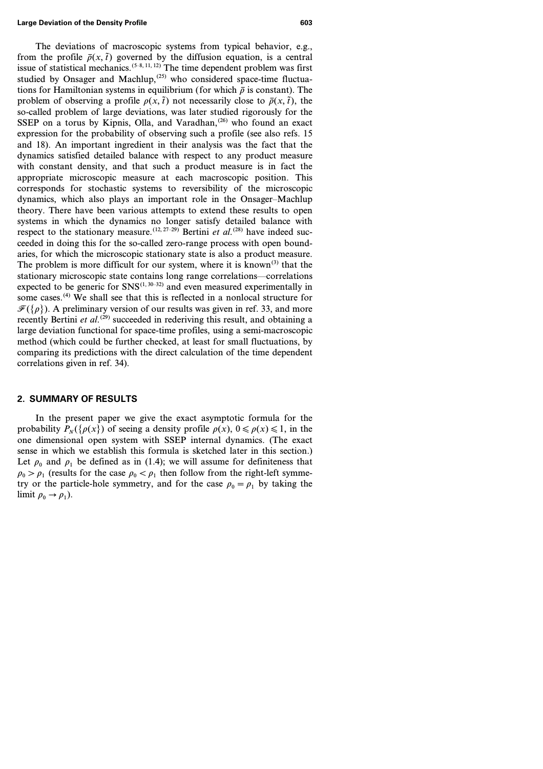The deviations of macroscopic systems from typical behavior, e.g., from the profile $\bar{\rho}(x, \tilde{t})$ governed by the diffusion equation, is a central issue of statistical mechanics.[5–8, 11, 12] The time dependent problem was first studied by Onsager and Machlup,[25] who considered space-time fluctuations for Hamiltonian systems in equilibrium (for which $\bar{\rho}$ is constant). The problem of observing a profile $\rho(x, \tilde{t})$ not necessarily close to $\bar{\rho}(x, \tilde{t})$, the so-called problem of large deviations, was later studied rigorously for the SSEP on a torus by Kipnis, Olla, and Varadhan,[26] who found an exact expression for the probability of observing such a profile (see also refs. 15 and 18). An important ingredient in their analysis was the fact that the dynamics satisfied detailed balance with respect to any product measure with constant density, and that such a product measure is in fact the appropriate microscopic measure at each macroscopic position. This corresponds for stochastic systems to reversibility of the microscopic dynamics, which also plays an important role in the Onsager–Machlup theory. There have been various attempts to extend these results to open systems in which the dynamics no longer satisfy detailed balance with respect to the stationary measure.[12, 27–29] Bertini *et al.*[28] have indeed succeeded in doing this for the so-called zero-range process with open boundaries, for which the microscopic stationary state is also a product measure. The problem is more difficult for our system, where it is known[3] that the stationary microscopic state contains long range correlations—correlations expected to be generic for SNS[1, 30–32] and even measured experimentally in some cases.[4] We shall see that this is reflected in a nonlocal structure for $\mathscr{F}(\{\rho\})$. A preliminary version of our results was given in ref. 33, and more recently Bertini *et al.*[29] succeeded in rederiving this result, and obtaining a large deviation functional for space-time profiles, using a semi-macroscopic method (which could be further checked, at least for small fluctuations, by comparing its predictions with the direct calculation of the time dependent correlations given in ref. 34).

## 2. SUMMARY OF RESULTS

In the present paper we give the exact asymptotic formula for the probability $P_N(\{\rho(x\})$ of seeing a density profile $\rho(x)$, $0 \leqslant \rho(x) \leqslant 1$, in the one dimensional open system with SSEP internal dynamics. (The exact sense in which we establish this formula is sketched later in this section.) Let $\rho_0$ and $\rho_1$ be defined as in (1.4); we will assume for definiteness that $\rho_0 > \rho_1$ (results for the case $\rho_0 < \rho_1$ then follow from the right-left symmetry or the particle-hole symmetry, and for the case $\rho_0 = \rho_1$ by taking the limit $\rho_0 \to \rho_1$).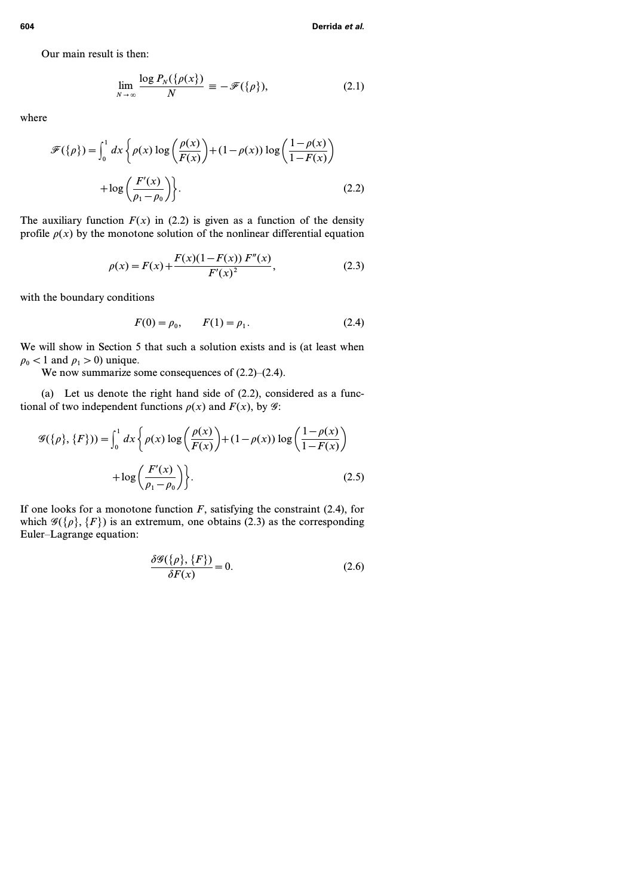Our main result is then:

$$\lim_{N \to \infty} \frac{\log P_N(\{\rho(x)\})}{N} \equiv -\mathcal{F}(\{\rho\}), \tag{2.1}$$

where

$$\mathcal{F}(\{\rho\}) = \int_0^1 dx \left\{ \rho(x) \log\left(\frac{\rho(x)}{F(x)}\right) + (1-\rho(x)) \log\left(\frac{1-\rho(x)}{1-F(x)}\right) + \log\left(\frac{F'(x)}{\rho_1 - \rho_0}\right) \right\}. \tag{2.2}$$

The auxiliary function $F(x)$ in (2.2) is given as a function of the density profile $\rho(x)$ by the monotone solution of the nonlinear differential equation

$$\rho(x) = F(x) + \frac{F(x)(1-F(x))\, F''(x)}{F'(x)^2}, \tag{2.3}$$

with the boundary conditions

$$F(0) = \rho_0, \qquad F(1) = \rho_1. \tag{2.4}$$

We will show in Section 5 that such a solution exists and is (at least when $\rho_0 < 1$ and $\rho_1 > 0$) unique.

We now summarize some consequences of (2.2)–(2.4).

(a) Let us denote the right hand side of (2.2), considered as a functional of two independent functions $\rho(x)$ and $F(x)$, by $\mathcal{G}$:

$$\mathcal{G}(\{\rho\}, \{F\}) = \int_0^1 dx \left\{ \rho(x) \log\left(\frac{\rho(x)}{F(x)}\right) + (1-\rho(x)) \log\left(\frac{1-\rho(x)}{1-F(x)}\right) + \log\left(\frac{F'(x)}{\rho_1 - \rho_0}\right) \right\}. \tag{2.5}$$

If one looks for a monotone function $F$, satisfying the constraint (2.4), for which $\mathcal{G}(\{\rho\}, \{F\})$ is an extremum, one obtains (2.3) as the corresponding Euler–Lagrange equation:

$$\frac{\delta \mathcal{G}(\{\rho\}, \{F\})}{\delta F(x)} = 0. \tag{2.6}$$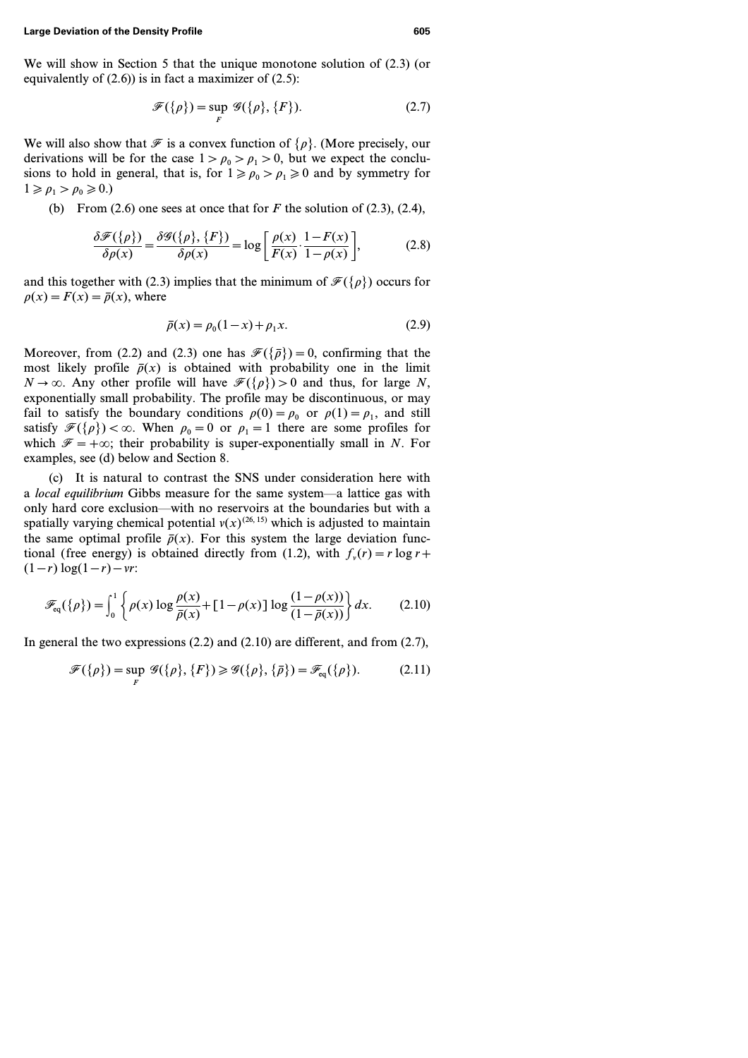We will show in Section 5 that the unique monotone solution of (2.3) (or equivalently of (2.6)) is in fact a maximizer of (2.5):

$$\mathscr{F}(\{\rho\}) = \sup_F \mathscr{G}(\{\rho\}, \{F\}). \tag{2.7}$$

We will also show that $\mathscr{F}$ is a convex function of $\{\rho\}$. (More precisely, our derivations will be for the case $1 > \rho_0 > \rho_1 > 0$, but we expect the conclusions to hold in general, that is, for $1 \geqslant \rho_0 > \rho_1 \geqslant 0$ and by symmetry for $1 \geqslant \rho_1 > \rho_0 \geqslant 0$.)

(b) From (2.6) one sees at once that for $F$ the solution of (2.3), (2.4),

$$\frac{\delta \mathscr{F}(\{\rho\})}{\delta \rho(x)} = \frac{\delta \mathscr{G}(\{\rho\}, \{F\})}{\delta \rho(x)} = \log \left[ \frac{\rho(x)}{F(x)} \cdot \frac{1 - F(x)}{1 - \rho(x)} \right], \tag{2.8}$$

and this together with (2.3) implies that the minimum of $\mathscr{F}(\{\rho\})$ occurs for $\rho(x) = F(x) = \bar{\rho}(x)$, where

$$\bar{\rho}(x) = \rho_0(1 - x) + \rho_1 x. \tag{2.9}$$

Moreover, from (2.2) and (2.3) one has $\mathscr{F}(\{\bar{\rho}\}) = 0$, confirming that the most likely profile $\bar{\rho}(x)$ is obtained with probability one in the limit $N \to \infty$. Any other profile will have $\mathscr{F}(\{\rho\}) > 0$ and thus, for large $N$, exponentially small probability. The profile may be discontinuous, or may fail to satisfy the boundary conditions $\rho(0) = \rho_0$ or $\rho(1) = \rho_1$, and still satisfy $\mathscr{F}(\{\rho\}) < \infty$. When $\rho_0 = 0$ or $\rho_1 = 1$ there are some profiles for which $\mathscr{F} = +\infty$; their probability is super-exponentially small in $N$. For examples, see (d) below and Section 8.

(c) It is natural to contrast the SNS under consideration here with a *local equilibrium* Gibbs measure for the same system—a lattice gas with only hard core exclusion—with no reservoirs at the boundaries but with a spatially varying chemical potential $\nu(x)$[26, 15] which is adjusted to maintain the same optimal profile $\bar{\rho}(x)$. For this system the large deviation functional (free energy) is obtained directly from (1.2), with $f_\nu(r) = r \log r + (1 - r) \log(1 - r) - \nu r$:

$$\mathscr{F}_{\text{eq}}(\{\rho\}) = \int_0^1 \left\{ \rho(x) \log \frac{\rho(x)}{\bar{\rho}(x)} + [1 - \rho(x)] \log \frac{(1 - \rho(x))}{(1 - \bar{\rho}(x))} \right\} dx. \tag{2.10}$$

In general the two expressions (2.2) and (2.10) are different, and from (2.7),

$$\mathscr{F}(\{\rho\}) = \sup_F \mathscr{G}(\{\rho\}, \{F\}) \geqslant \mathscr{G}(\{\rho\}, \{\bar{\rho}\}) = \mathscr{F}_{\text{eq}}(\{\rho\}). \tag{2.11}$$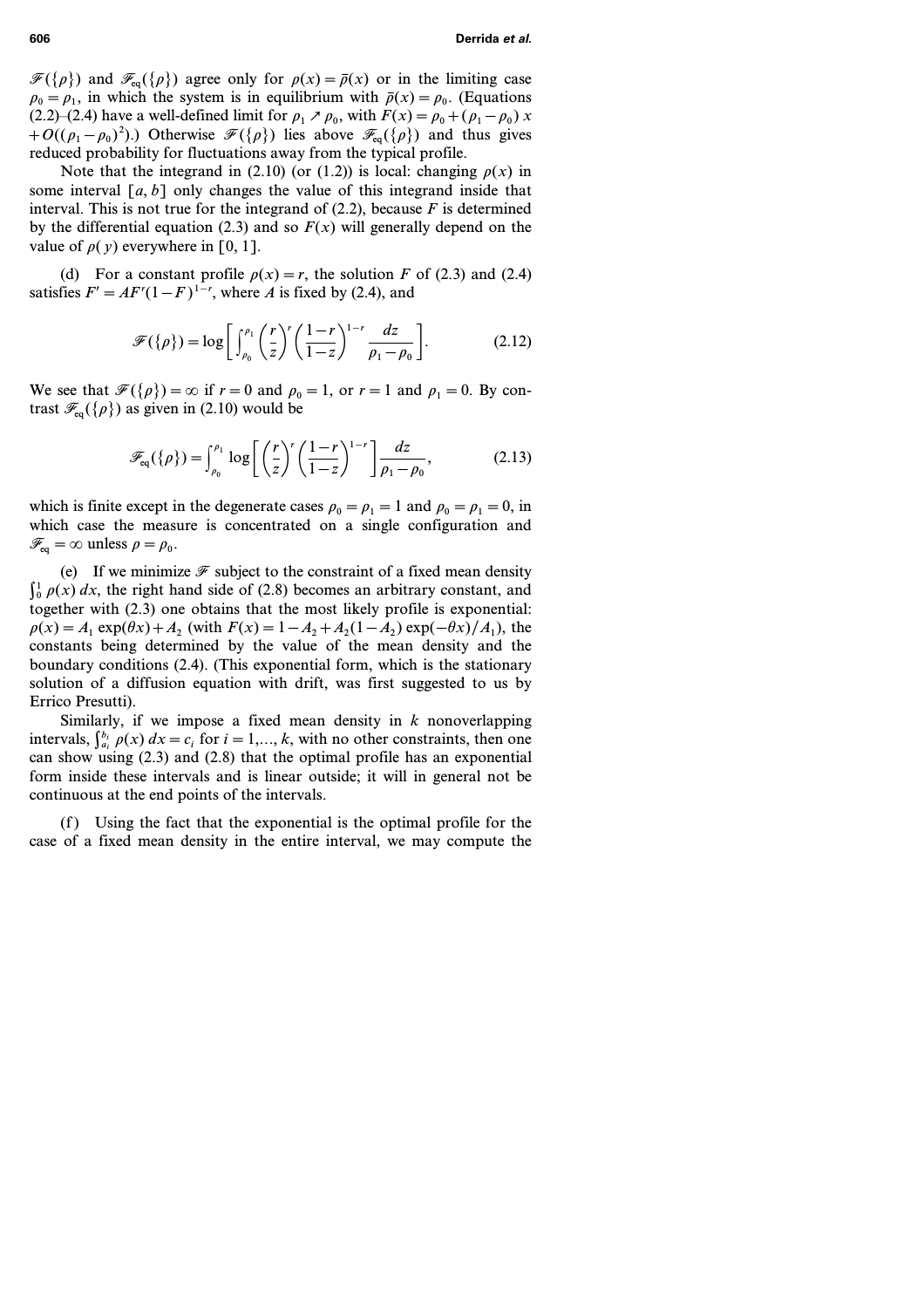$\mathscr{F}(\{\rho\})$ and $\mathscr{F}_{\text{eq}}(\{\rho\})$ agree only for $\rho(x) = \bar{\rho}(x)$ or in the limiting case $\rho_0 = \rho_1$, in which the system is in equilibrium with $\bar{\rho}(x) = \rho_0$. (Equations (2.2)–(2.4) have a well-defined limit for $\rho_1 \nearrow \rho_0$, with $F(x) = \rho_0 + (\rho_1 - \rho_0)\,x + O((\rho_1 - \rho_0)^2)$.) Otherwise $\mathscr{F}(\{\rho\})$ lies above $\mathscr{F}_{\text{eq}}(\{\rho\})$ and thus gives reduced probability for fluctuations away from the typical profile.

Note that the integrand in (2.10) (or (1.2)) is local: changing $\rho(x)$ in some interval $[a, b]$ only changes the value of this integrand inside that interval. This is not true for the integrand of (2.2), because $F$ is determined by the differential equation (2.3) and so $F(x)$ will generally depend on the value of $\rho(y)$ everywhere in $[0, 1]$.

(d) For a constant profile $\rho(x) = r$, the solution $F$ of (2.3) and (2.4) satisfies $F' = AF^r(1-F)^{1-r}$, where $A$ is fixed by (2.4), and

$$\mathscr{F}(\{\rho\}) = \log\left[\int_{\rho_0}^{\rho_1} \left(\frac{r}{z}\right)^r \left(\frac{1-r}{1-z}\right)^{1-r} \frac{dz}{\rho_1 - \rho_0}\right]. \tag{2.12}$$

We see that $\mathscr{F}(\{\rho\}) = \infty$ if $r = 0$ and $\rho_0 = 1$, or $r = 1$ and $\rho_1 = 0$. By contrast $\mathscr{F}_{\text{eq}}(\{\rho\})$ as given in (2.10) would be

$$\mathscr{F}_{\text{eq}}(\{\rho\}) = \int_{\rho_0}^{\rho_1} \log\left[\left(\frac{r}{z}\right)^r \left(\frac{1-r}{1-z}\right)^{1-r}\right] \frac{dz}{\rho_1 - \rho_0}, \tag{2.13}$$

which is finite except in the degenerate cases $\rho_0 = \rho_1 = 1$ and $\rho_0 = \rho_1 = 0$, in which case the measure is concentrated on a single configuration and $\mathscr{F}_{\text{eq}} = \infty$ unless $\rho = \rho_0$.

(e) If we minimize $\mathscr{F}$ subject to the constraint of a fixed mean density $\int_0^1 \rho(x)\,dx$, the right hand side of (2.8) becomes an arbitrary constant, and together with (2.3) one obtains that the most likely profile is exponential: $\rho(x) = A_1 \exp(\theta x) + A_2$ (with $F(x) = 1 - A_2 + A_2(1 - A_2)\exp(-\theta x)/A_1$), the constants being determined by the value of the mean density and the boundary conditions (2.4). (This exponential form, which is the stationary solution of a diffusion equation with drift, was first suggested to us by Errico Presutti).

Similarly, if we impose a fixed mean density in $k$ nonoverlapping intervals, $\int_{a_i}^{b_i} \rho(x)\,dx = c_i$ for $i = 1,\ldots, k$, with no other constraints, then one can show using (2.3) and (2.8) that the optimal profile has an exponential form inside these intervals and is linear outside; it will in general not be continuous at the end points of the intervals.

(f) Using the fact that the exponential is the optimal profile for the case of a fixed mean density in the entire interval, we may compute the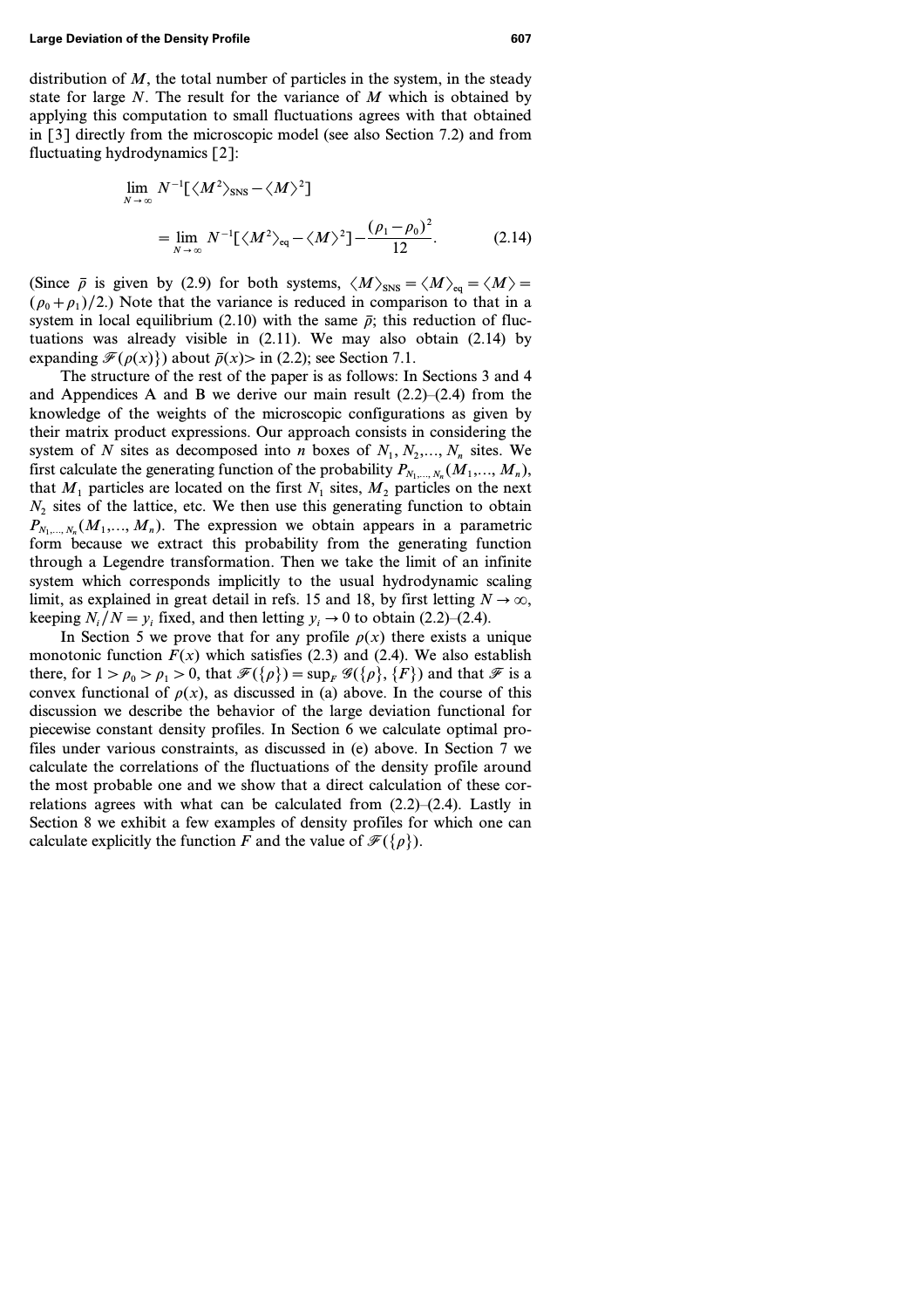distribution of $M$, the total number of particles in the system, in the steady state for large $N$. The result for the variance of $M$ which is obtained by applying this computation to small fluctuations agrees with that obtained in [3] directly from the microscopic model (see also Section 7.2) and from fluctuating hydrodynamics [2]:

$$\lim_{N\to\infty} N^{-1}[\langle M^2\rangle_{\rm SNS} - \langle M\rangle^2]$$

$$= \lim_{N\to\infty} N^{-1}[\langle M^2\rangle_{\rm eq} - \langle M\rangle^2] - \frac{(\rho_1-\rho_0)^2}{12}. \tag{2.14}$$

(Since $\bar{\rho}$ is given by (2.9) for both systems, $\langle M\rangle_{\rm SNS} = \langle M\rangle_{\rm eq} = \langle M\rangle = (\rho_0+\rho_1)/2$.) Note that the variance is reduced in comparison to that in a system in local equilibrium (2.10) with the same $\bar{\rho}$; this reduction of fluctuations was already visible in (2.11). We may also obtain (2.14) by expanding $\mathcal{F}(\rho(x)\})$ about $\bar{\rho}(x)>$ in (2.2); see Section 7.1.

The structure of the rest of the paper is as follows: In Sections 3 and 4 and Appendices A and B we derive our main result (2.2)–(2.4) from the knowledge of the weights of the microscopic configurations as given by their matrix product expressions. Our approach consists in considering the system of $N$ sites as decomposed into $n$ boxes of $N_1, N_2,..., N_n$ sites. We first calculate the generating function of the probability $P_{N_1,...,N_n}(M_1,..., M_n)$, that $M_1$ particles are located on the first $N_1$ sites, $M_2$ particles on the next $N_2$ sites of the lattice, etc. We then use this generating function to obtain $P_{N_1,...,N_n}(M_1,..., M_n)$. The expression we obtain appears in a parametric form because we extract this probability from the generating function through a Legendre transformation. Then we take the limit of an infinite system which corresponds implicitly to the usual hydrodynamic scaling limit, as explained in great detail in refs. 15 and 18, by first letting $N\to\infty$, keeping $N_i/N = y_i$ fixed, and then letting $y_i \to 0$ to obtain (2.2)–(2.4).

In Section 5 we prove that for any profile $\rho(x)$ there exists a unique monotonic function $F(x)$ which satisfies (2.3) and (2.4). We also establish there, for $1 > \rho_0 > \rho_1 > 0$, that $\mathcal{F}(\{\rho\}) = \sup_F \mathcal{G}(\{\rho\}, \{F\})$ and that $\mathcal{F}$ is a convex functional of $\rho(x)$, as discussed in (a) above. In the course of this discussion we describe the behavior of the large deviation functional for piecewise constant density profiles. In Section 6 we calculate optimal profiles under various constraints, as discussed in (e) above. In Section 7 we calculate the correlations of the fluctuations of the density profile around the most probable one and we show that a direct calculation of these correlations agrees with what can be calculated from (2.2)–(2.4). Lastly in Section 8 we exhibit a few examples of density profiles for which one can calculate explicitly the function $F$ and the value of $\mathcal{F}(\{\rho\})$.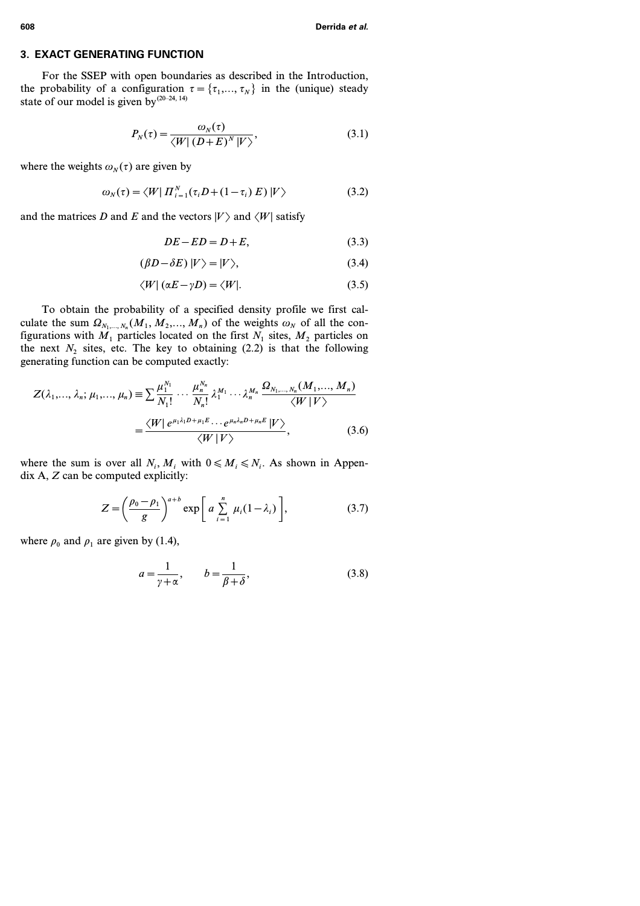## 3. EXACT GENERATING FUNCTION

For the SSEP with open boundaries as described in the Introduction, the probability of a configuration $\tau = \{\tau_1,..., \tau_N\}$ in the (unique) steady state of our model is given by[20–24, 14]

$$P_N(\tau) = \frac{\omega_N(\tau)}{\langle W|\,(D+E)^N\,|V\rangle}, \tag{3.1}$$

where the weights $\omega_N(\tau)$ are given by

$$\omega_N(\tau) = \langle W|\,\Pi_{i=1}^N (\tau_i D + (1-\tau_i)\,E)\,|V\rangle \tag{3.2}$$

and the matrices $D$ and $E$ and the vectors $|V\rangle$ and $\langle W|$ satisfy

$$DE - ED = D + E, \tag{3.3}$$

$$(\beta D - \delta E)\,|V\rangle = |V\rangle, \tag{3.4}$$

$$\langle W|\,(\alpha E - \gamma D) = \langle W|. \tag{3.5}$$

To obtain the probability of a specified density profile we first calculate the sum $\Omega_{N_1,..., N_n}(M_1, M_2,..., M_n)$ of the weights $\omega_N$ of all the configurations with $M_1$ particles located on the first $N_1$ sites, $M_2$ particles on the next $N_2$ sites, etc. The key to obtaining (2.2) is that the following generating function can be computed exactly:

$$\begin{aligned} Z(\lambda_1,..., \lambda_n; \mu_1,..., \mu_n) &\equiv \sum \frac{\mu_1^{N_1}}{N_1!} \cdots \frac{\mu_n^{N_n}}{N_n!}\, \lambda_1^{M_1} \cdots \lambda_n^{M_n}\, \frac{\Omega_{N_1,..., N_n}(M_1,..., M_n)}{\langle W\,|\,V\rangle} \\ &= \frac{\langle W|\, e^{\mu_1 \lambda_1 D + \mu_1 E} \cdots e^{\mu_n \lambda_n D + \mu_n E}\,|V\rangle}{\langle W\,|\,V\rangle}, \end{aligned} \tag{3.6}$$

where the sum is over all $N_i, M_i$ with $0 \leqslant M_i \leqslant N_i$. As shown in Appendix A, $Z$ can be computed explicitly:

$$Z = \left(\frac{\rho_0 - \rho_1}{g}\right)^{a+b} \exp\left[\,a \sum_{i=1}^n \mu_i (1-\lambda_i)\right], \tag{3.7}$$

where $\rho_0$ and $\rho_1$ are given by (1.4),

$$a = \frac{1}{\gamma + \alpha}, \qquad b = \frac{1}{\beta + \delta}, \tag{3.8}$$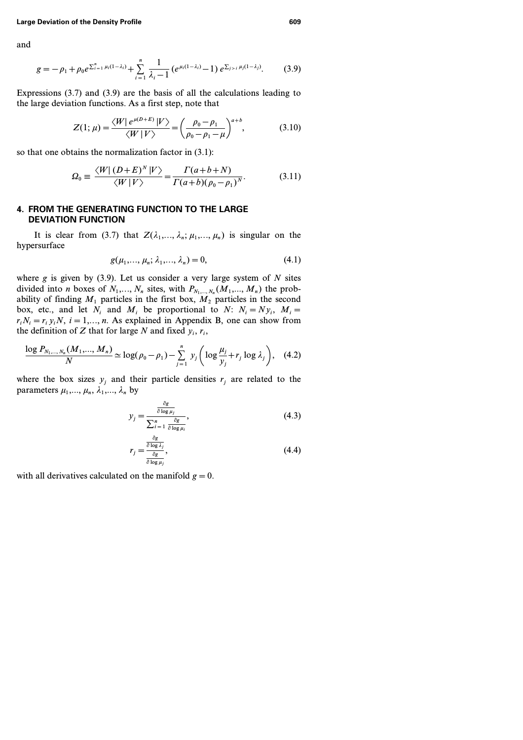and

$$g = -\rho_1 + \rho_0 e^{\sum_{i=1}^{n} \mu_i(1-\lambda_i)} + \sum_{i=1}^{n} \frac{1}{\lambda_i - 1} \left(e^{\mu_i(1-\lambda_i)} - 1\right) e^{\sum_{j>i} \mu_j(1-\lambda_j)}. \tag{3.9}$$

Expressions (3.7) and (3.9) are the basis of all the calculations leading to the large deviation functions. As a first step, note that

$$Z(1; \mu) = \frac{\langle W| \, e^{\mu(D+E)} \, |V\rangle}{\langle W \,|V\rangle} = \left(\frac{\rho_0 - \rho_1}{\rho_0 - \rho_1 - \mu}\right)^{a+b}, \tag{3.10}$$

so that one obtains the normalization factor in (3.1):

$$\Omega_0 \equiv \frac{\langle W| \, (D+E)^N \, |V\rangle}{\langle W \,|V\rangle} = \frac{\Gamma(a+b+N)}{\Gamma(a+b)(\rho_0 - \rho_1)^N}. \tag{3.11}$$

## 4. FROM THE GENERATING FUNCTION TO THE LARGE DEVIATION FUNCTION

It is clear from (3.7) that $Z(\lambda_1,..., \lambda_n; \mu_1,..., \mu_n)$ is singular on the hypersurface

$$g(\mu_1,..., \mu_n; \lambda_1,..., \lambda_n) = 0, \tag{4.1}$$

where $g$ is given by (3.9). Let us consider a very large system of $N$ sites divided into $n$ boxes of $N_1,..., N_n$ sites, with $P_{N_1,..., N_n}(M_1,..., M_n)$ the probability of finding $M_1$ particles in the first box, $M_2$ particles in the second box, etc., and let $N_i$ and $M_i$ be proportional to $N$: $N_i = N y_i$, $M_i = r_i N_i = r_i y_i N$, $i = 1,..., n$. As explained in Appendix B, one can show from the definition of $Z$ that for large $N$ and fixed $y_i$, $r_i$,

$$\frac{\log P_{N_1,..., N_n}(M_1,..., M_n)}{N} \simeq \log(\rho_0 - \rho_1) - \sum_{j=1}^{n} y_j \left( \log \frac{\mu_j}{y_j} + r_j \log \lambda_j \right), \tag{4.2}$$

where the box sizes $y_j$ and their particle densities $r_j$ are related to the parameters $\mu_1,..., \mu_n$, $\lambda_1,..., \lambda_n$ by

$$y_j = \frac{\frac{\partial g}{\partial \log \mu_j}}{\sum_{i=1}^{n} \frac{\partial g}{\partial \log \mu_i}}, \tag{4.3}$$

$$r_j = \frac{\frac{\partial g}{\partial \log \lambda_j}}{\frac{\partial g}{\partial \log \mu_j}}, \tag{4.4}$$

with all derivatives calculated on the manifold $g = 0$.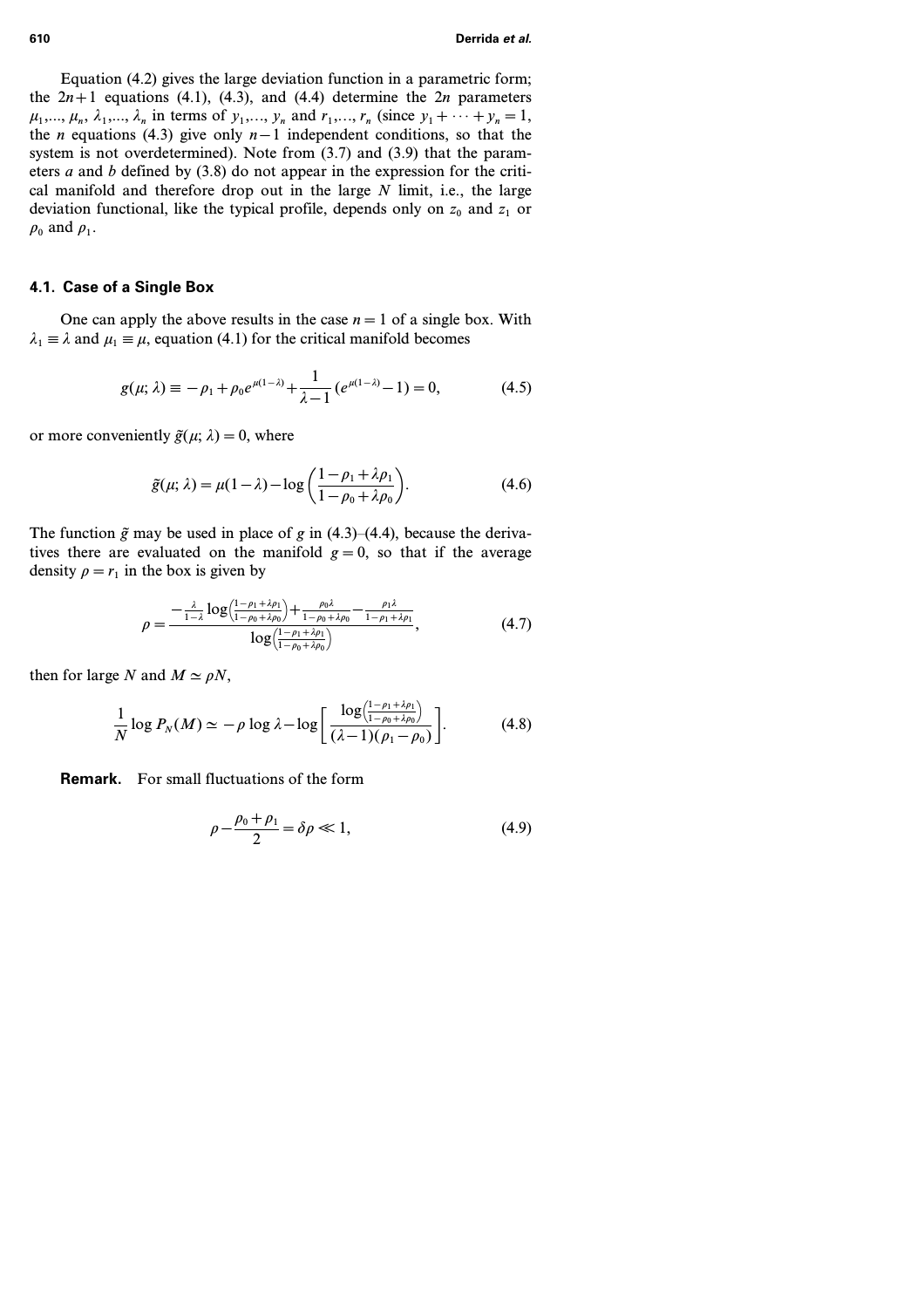Equation (4.2) gives the large deviation function in a parametric form; the $2n+1$ equations (4.1), (4.3), and (4.4) determine the $2n$ parameters $\mu_1,..., \mu_n$, $\lambda_1,..., \lambda_n$ in terms of $y_1,..., y_n$ and $r_1,..., r_n$ (since $y_1 + \cdots + y_n = 1$, the $n$ equations (4.3) give only $n-1$ independent conditions, so that the system is not overdetermined). Note from (3.7) and (3.9) that the parameters $a$ and $b$ defined by (3.8) do not appear in the expression for the critical manifold and therefore drop out in the large $N$ limit, i.e., the large deviation functional, like the typical profile, depends only on $z_0$ and $z_1$ or $\rho_0$ and $\rho_1$.

### 4.1. Case of a Single Box

One can apply the above results in the case $n=1$ of a single box. With $\lambda_1 \equiv \lambda$ and $\mu_1 \equiv \mu$, equation (4.1) for the critical manifold becomes

$$g(\mu; \lambda) \equiv -\rho_1 + \rho_0 e^{\mu(1-\lambda)} + \frac{1}{\lambda-1}(e^{\mu(1-\lambda)} - 1) = 0, \tag{4.5}$$

or more conveniently $\tilde{g}(\mu; \lambda) = 0$, where

$$\tilde{g}(\mu; \lambda) = \mu(1-\lambda) - \log\left(\frac{1-\rho_1+\lambda\rho_1}{1-\rho_0+\lambda\rho_0}\right). \tag{4.6}$$

The function $\tilde{g}$ may be used in place of $g$ in (4.3)–(4.4), because the derivatives there are evaluated on the manifold $g=0$, so that if the average density $\rho = r_1$ in the box is given by

$$\rho = \frac{-\frac{\lambda}{1-\lambda}\log\left(\frac{1-\rho_1+\lambda\rho_1}{1-\rho_0+\lambda\rho_0}\right) + \frac{\rho_0\lambda}{1-\rho_0+\lambda\rho_0} - \frac{\rho_1\lambda}{1-\rho_1+\lambda\rho_1}}{\log\left(\frac{1-\rho_1+\lambda\rho_1}{1-\rho_0+\lambda\rho_0}\right)}, \tag{4.7}$$

then for large $N$ and $M \simeq \rho N$,

$$\frac{1}{N}\log P_N(M) \simeq -\rho\log\lambda - \log\left[\frac{\log\left(\frac{1-\rho_1+\lambda\rho_1}{1-\rho_0+\lambda\rho_0}\right)}{(\lambda-1)(\rho_1-\rho_0)}\right]. \tag{4.8}$$

**Remark.** For small fluctuations of the form

$$\rho - \frac{\rho_0+\rho_1}{2} = \delta\rho \ll 1, \tag{4.9}$$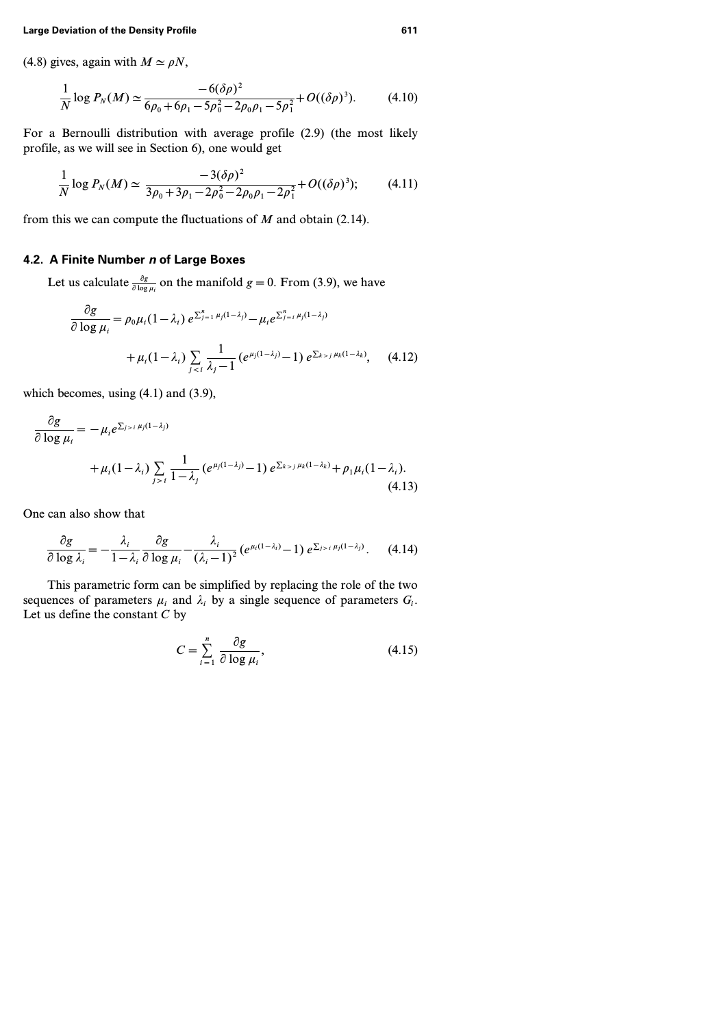(4.8) gives, again with $M \simeq \rho N$,

$$\frac{1}{N} \log P_N(M) \simeq \frac{-6(\delta\rho)^2}{6\rho_0 + 6\rho_1 - 5\rho_0^2 - 2\rho_0\rho_1 - 5\rho_1^2} + O((\delta\rho)^3). \tag{4.10}$$

For a Bernoulli distribution with average profile (2.9) (the most likely profile, as we will see in Section 6), one would get

$$\frac{1}{N} \log P_N(M) \simeq \frac{-3(\delta\rho)^2}{3\rho_0 + 3\rho_1 - 2\rho_0^2 - 2\rho_0\rho_1 - 2\rho_1^2} + O((\delta\rho)^3); \tag{4.11}$$

from this we can compute the fluctuations of $M$ and obtain (2.14).

## 4.2. A Finite Number $n$ of Large Boxes

Let us calculate $\frac{\partial g}{\partial \log \mu_i}$ on the manifold $g = 0$. From (3.9), we have

$$\begin{aligned}\frac{\partial g}{\partial \log \mu_i} &= \rho_0 \mu_i (1-\lambda_i)\, e^{\sum_{j=1}^{n} \mu_j(1-\lambda_j)} - \mu_i e^{\sum_{j=i}^{n} \mu_j(1-\lambda_j)} \\ &\quad + \mu_i (1-\lambda_i) \sum_{j<i} \frac{1}{\lambda_j - 1} \left(e^{\mu_j(1-\lambda_j)} - 1\right) e^{\sum_{k>j} \mu_k(1-\lambda_k)},\end{aligned} \tag{4.12}$$

which becomes, using (4.1) and (3.9),

$$\begin{aligned}\frac{\partial g}{\partial \log \mu_i} &= -\mu_i e^{\sum_{j>i} \mu_j(1-\lambda_j)} \\ &\quad + \mu_i (1-\lambda_i) \sum_{j>i} \frac{1}{1-\lambda_j} \left(e^{\mu_j(1-\lambda_j)} - 1\right) e^{\sum_{k>j} \mu_k(1-\lambda_k)} + \rho_1 \mu_i (1-\lambda_i).\end{aligned} \tag{4.13}$$

One can also show that

$$\frac{\partial g}{\partial \log \lambda_i} = -\frac{\lambda_i}{1-\lambda_i} \frac{\partial g}{\partial \log \mu_i} - \frac{\lambda_i}{(\lambda_i - 1)^2} \left(e^{\mu_i(1-\lambda_i)} - 1\right) e^{\sum_{j>i} \mu_j(1-\lambda_j)}. \tag{4.14}$$

This parametric form can be simplified by replacing the role of the two sequences of parameters $\mu_i$ and $\lambda_i$ by a single sequence of parameters $G_i$. Let us define the constant $C$ by

$$C = \sum_{i=1}^{n} \frac{\partial g}{\partial \log \mu_i}, \tag{4.15}$$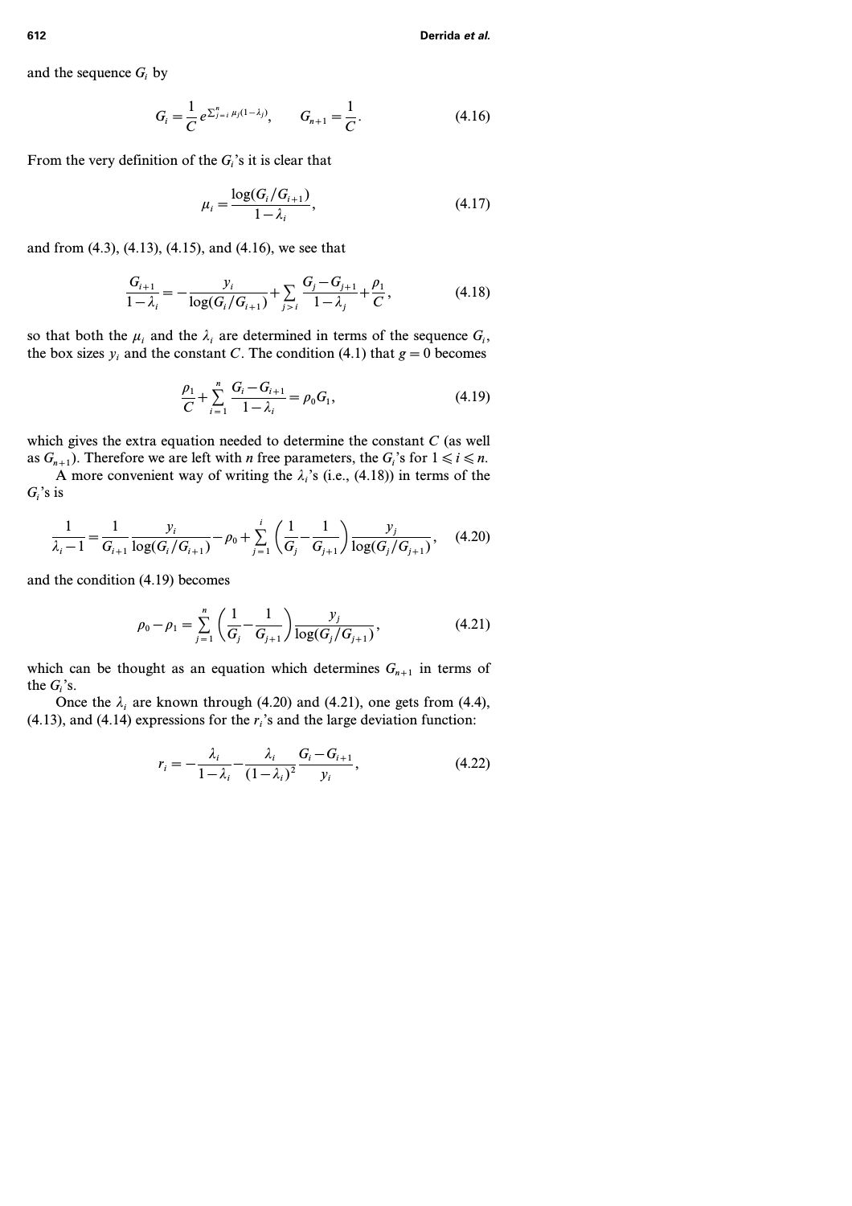and the sequence $G_i$ by

$$G_i = \frac{1}{C} e^{\sum_{j=i}^{n} \mu_j (1-\lambda_j)}, \qquad G_{n+1} = \frac{1}{C}. \tag{4.16}$$

From the very definition of the $G_i$'s it is clear that

$$\mu_i = \frac{\log(G_i/G_{i+1})}{1-\lambda_i}, \tag{4.17}$$

and from (4.3), (4.13), (4.15), and (4.16), we see that

$$\frac{G_{i+1}}{1-\lambda_i} = -\frac{y_i}{\log(G_i/G_{i+1})} + \sum_{j>i} \frac{G_j - G_{j+1}}{1-\lambda_j} + \frac{\rho_1}{C}, \tag{4.18}$$

so that both the $\mu_i$ and the $\lambda_i$ are determined in terms of the sequence $G_i$, the box sizes $y_i$ and the constant $C$. The condition (4.1) that $g = 0$ becomes

$$\frac{\rho_1}{C} + \sum_{i=1}^{n} \frac{G_i - G_{i+1}}{1-\lambda_i} = \rho_0 G_1, \tag{4.19}$$

which gives the extra equation needed to determine the constant $C$ (as well as $G_{n+1}$). Therefore we are left with $n$ free parameters, the $G_i$'s for $1 \leqslant i \leqslant n$.

A more convenient way of writing the $\lambda_i$'s (i.e., (4.18)) in terms of the $G_i$'s is

$$\frac{1}{\lambda_i - 1} = \frac{1}{G_{i+1}} \frac{y_i}{\log(G_i/G_{i+1})} - \rho_0 + \sum_{j=1}^{i} \left( \frac{1}{G_j} - \frac{1}{G_{j+1}} \right) \frac{y_j}{\log(G_j/G_{j+1})}, \tag{4.20}$$

and the condition (4.19) becomes

$$\rho_0 - \rho_1 = \sum_{j=1}^{n} \left( \frac{1}{G_j} - \frac{1}{G_{j+1}} \right) \frac{y_j}{\log(G_j/G_{j+1})}, \tag{4.21}$$

which can be thought as an equation which determines $G_{n+1}$ in terms of the $G_i$'s.

Once the $\lambda_i$ are known through (4.20) and (4.21), one gets from (4.4), (4.13), and (4.14) expressions for the $r_i$'s and the large deviation function:

$$r_i = -\frac{\lambda_i}{1-\lambda_i} - \frac{\lambda_i}{(1-\lambda_i)^2} \frac{G_i - G_{i+1}}{y_i}, \tag{4.22}$$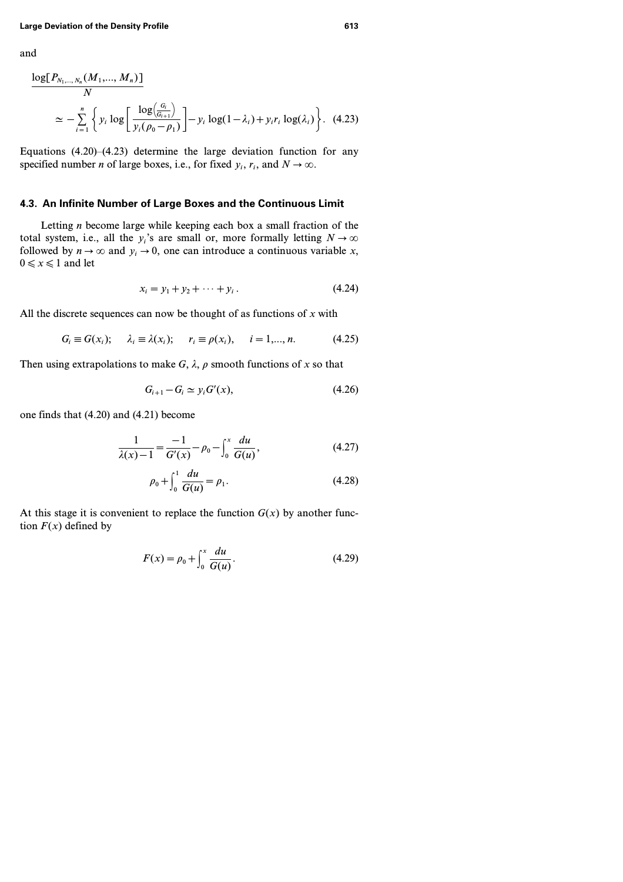and

$$\frac{\log[P_{N_1,\ldots,N_n}(M_1,\ldots,M_n)]}{N}$$

$$\simeq -\sum_{i=1}^{n} \left\{ y_i \log\left[ \frac{\log\left(\frac{G_i}{G_{i+1}}\right)}{y_i(\rho_0-\rho_1)} \right] - y_i \log(1-\lambda_i) + y_i r_i \log(\lambda_i) \right\}. \quad (4.23)$$

Equations (4.20)–(4.23) determine the large deviation function for any specified number $n$ of large boxes, i.e., for fixed $y_i$, $r_i$, and $N \to \infty$.

### 4.3. An Infinite Number of Large Boxes and the Continuous Limit

Letting $n$ become large while keeping each box a small fraction of the total system, i.e., all the $y_i$'s are small or, more formally letting $N \to \infty$ followed by $n \to \infty$ and $y_i \to 0$, one can introduce a continuous variable $x$, $0 \leqslant x \leqslant 1$ and let

$$x_i = y_1 + y_2 + \cdots + y_i. \quad (4.24)$$

All the discrete sequences can now be thought of as functions of $x$ with

$$G_i \equiv G(x_i); \qquad \lambda_i \equiv \lambda(x_i); \qquad r_i \equiv \rho(x_i), \qquad i = 1,\ldots, n. \quad (4.25)$$

Then using extrapolations to make $G$, $\lambda$, $\rho$ smooth functions of $x$ so that

$$G_{i+1} - G_i \simeq y_i G'(x), \quad (4.26)$$

one finds that (4.20) and (4.21) become

$$\frac{1}{\lambda(x)-1} = \frac{-1}{G'(x)} - \rho_0 - \int_0^x \frac{du}{G(u)}, \quad (4.27)$$

$$\rho_0 + \int_0^1 \frac{du}{G(u)} = \rho_1. \quad (4.28)$$

At this stage it is convenient to replace the function $G(x)$ by another function $F(x)$ defined by

$$F(x) = \rho_0 + \int_0^x \frac{du}{G(u)}. \quad (4.29)$$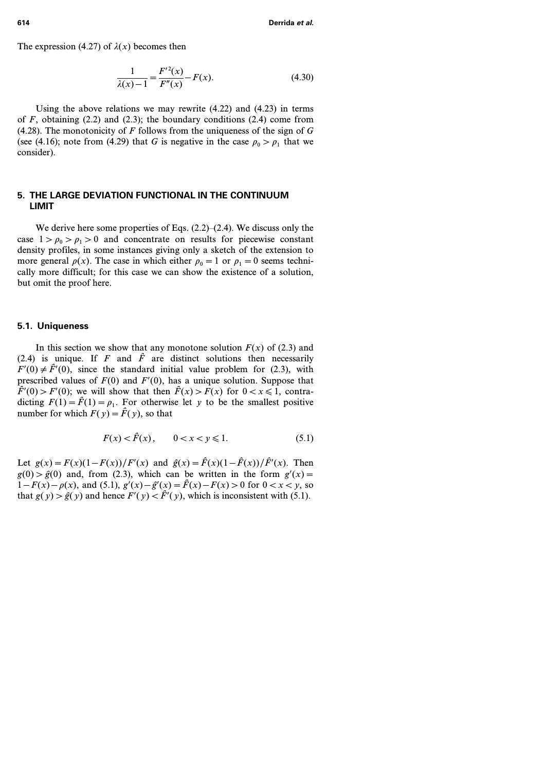The expression (4.27) of $\lambda(x)$ becomes then

$$\frac{1}{\lambda(x)-1}=\frac{F'^2(x)}{F''(x)}-F(x). \tag{4.30}$$

Using the above relations we may rewrite (4.22) and (4.23) in terms of $F$, obtaining (2.2) and (2.3); the boundary conditions (2.4) come from (4.28). The monotonicity of $F$ follows from the uniqueness of the sign of $G$ (see (4.16); note from (4.29) that $G$ is negative in the case $\rho_0 > \rho_1$ that we consider).

## 5. THE LARGE DEVIATION FUNCTIONAL IN THE CONTINUUM LIMIT

We derive here some properties of Eqs. (2.2)–(2.4). We discuss only the case $1 > \rho_0 > \rho_1 > 0$ and concentrate on results for piecewise constant density profiles, in some instances giving only a sketch of the extension to more general $\rho(x)$. The case in which either $\rho_0 = 1$ or $\rho_1 = 0$ seems technically more difficult; for this case we can show the existence of a solution, but omit the proof here.

### 5.1. Uniqueness

In this section we show that any monotone solution $F(x)$ of (2.3) and (2.4) is unique. If $F$ and $\hat{F}$ are distinct solutions then necessarily $F'(0) \neq \hat{F}'(0)$, since the standard initial value problem for (2.3), with prescribed values of $F(0)$ and $F'(0)$, has a unique solution. Suppose that $\hat{F}'(0) > F'(0)$; we will show that then $\hat{F}(x) > F(x)$ for $0 < x \leqslant 1$, contradicting $F(1) = \hat{F}(1) = \rho_1$. For otherwise let $y$ to be the smallest positive number for which $F(y) = \hat{F}(y)$, so that

$$F(x) < \hat{F}(x), \qquad 0 < x < y \leqslant 1. \tag{5.1}$$

Let $g(x) = F(x)(1-F(x))/F'(x)$ and $\hat{g}(x) = \hat{F}(x)(1-\hat{F}(x))/\hat{F}'(x)$. Then $g(0) > \hat{g}(0)$ and, from (2.3), which can be written in the form $g'(x) = 1 - F(x) - \rho(x)$, and (5.1), $g'(x) - \hat{g}'(x) = \hat{F}(x) - F(x) > 0$ for $0 < x < y$, so that $g(y) > \hat{g}(y)$ and hence $F'(y) < \hat{F}'(y)$, which is inconsistent with (5.1).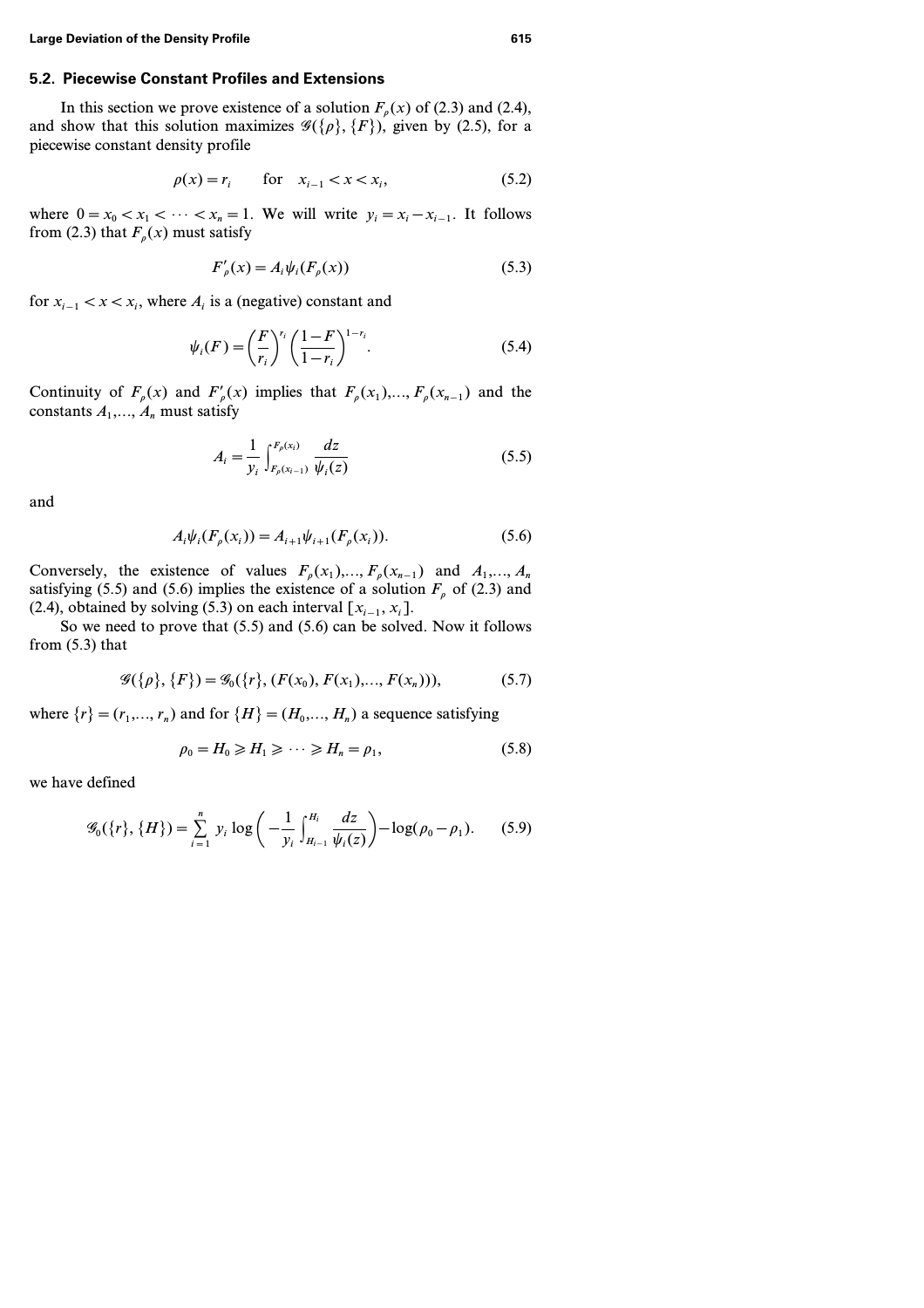### 5.2. Piecewise Constant Profiles and Extensions

In this section we prove existence of a solution $F_\rho(x)$ of (2.3) and (2.4), and show that this solution maximizes $\mathscr{G}(\{\rho\}, \{F\})$, given by (2.5), for a piecewise constant density profile

$$\rho(x) = r_i \qquad \text{for} \quad x_{i-1} < x < x_i, \tag{5.2}$$

where $0 = x_0 < x_1 < \cdots < x_n = 1$. We will write $y_i = x_i - x_{i-1}$. It follows from (2.3) that $F_\rho(x)$ must satisfy

$$F'_\rho(x) = A_i \psi_i(F_\rho(x)) \tag{5.3}$$

for $x_{i-1} < x < x_i$, where $A_i$ is a (negative) constant and

$$\psi_i(F) = \left(\frac{F}{r_i}\right)^{r_i} \left(\frac{1-F}{1-r_i}\right)^{1-r_i}. \tag{5.4}$$

Continuity of $F_\rho(x)$ and $F'_\rho(x)$ implies that $F_\rho(x_1), \ldots, F_\rho(x_{n-1})$ and the constants $A_1, \ldots, A_n$ must satisfy

$$A_i = \frac{1}{y_i} \int_{F_\rho(x_{i-1})}^{F_\rho(x_i)} \frac{dz}{\psi_i(z)} \tag{5.5}$$

and

$$A_i \psi_i(F_\rho(x_i)) = A_{i+1} \psi_{i+1}(F_\rho(x_i)). \tag{5.6}$$

Conversely, the existence of values $F_\rho(x_1), \ldots, F_\rho(x_{n-1})$ and $A_1, \ldots, A_n$ satisfying (5.5) and (5.6) implies the existence of a solution $F_\rho$ of (2.3) and (2.4), obtained by solving (5.3) on each interval $[x_{i-1}, x_i]$.

So we need to prove that (5.5) and (5.6) can be solved. Now it follows from (5.3) that

$$\mathscr{G}(\{\rho\}, \{F\}) = \mathscr{G}_0(\{r\}, (F(x_0), F(x_1), \ldots, F(x_n))), \tag{5.7}$$

where $\{r\} = (r_1, \ldots, r_n)$ and for $\{H\} = (H_0, \ldots, H_n)$ a sequence satisfying

$$\rho_0 = H_0 \geqslant H_1 \geqslant \cdots \geqslant H_n = \rho_1, \tag{5.8}$$

we have defined

$$\mathscr{G}_0(\{r\}, \{H\}) = \sum_{i=1}^{n} y_i \log\left(-\frac{1}{y_i} \int_{H_{i-1}}^{H_i} \frac{dz}{\psi_i(z)}\right) - \log(\rho_0 - \rho_1). \tag{5.9}$$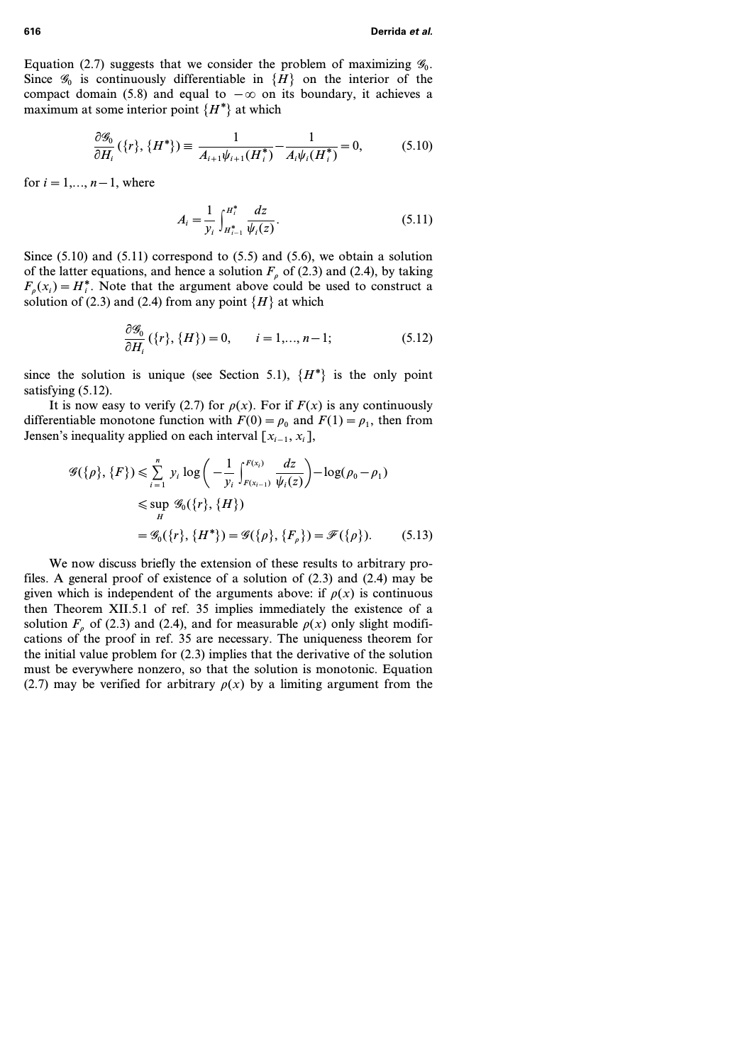Equation (2.7) suggests that we consider the problem of maximizing $\mathscr{G}_0$. Since $\mathscr{G}_0$ is continuously differentiable in $\{H\}$ on the interior of the compact domain (5.8) and equal to $-\infty$ on its boundary, it achieves a maximum at some interior point $\{H^*\}$ at which

$$\frac{\partial \mathscr{G}_0}{\partial H_i}(\{r\}, \{H^*\}) \equiv \frac{1}{A_{i+1}\psi_{i+1}(H_i^*)} - \frac{1}{A_i \psi_i(H_i^*)} = 0, \tag{5.10}$$

for $i = 1,..., n-1$, where

$$A_i = \frac{1}{y_i} \int_{H_{i-1}^*}^{H_i^*} \frac{dz}{\psi_i(z)}. \tag{5.11}$$

Since (5.10) and (5.11) correspond to (5.5) and (5.6), we obtain a solution of the latter equations, and hence a solution $F_\rho$ of (2.3) and (2.4), by taking $F_\rho(x_i) = H_i^*$. Note that the argument above could be used to construct a solution of (2.3) and (2.4) from any point $\{H\}$ at which

$$\frac{\partial \mathscr{G}_0}{\partial H_i}(\{r\}, \{H\}) = 0, \qquad i = 1,..., n-1; \tag{5.12}$$

since the solution is unique (see Section 5.1), $\{H^*\}$ is the only point satisfying (5.12).

It is now easy to verify (2.7) for $\rho(x)$. For if $F(x)$ is any continuously differentiable monotone function with $F(0) = \rho_0$ and $F(1) = \rho_1$, then from Jensen's inequality applied on each interval $[x_{i-1}, x_i]$,

$$\begin{aligned}
\mathscr{G}(\{\rho\}, \{F\}) &\leqslant \sum_{i=1}^{n} y_i \log\left( -\frac{1}{y_i} \int_{F(x_{i-1})}^{F(x_i)} \frac{dz}{\psi_i(z)} \right) - \log(\rho_0 - \rho_1) \\
&\leqslant \sup_H \mathscr{G}_0(\{r\}, \{H\}) \\
&= \mathscr{G}_0(\{r\}, \{H^*\}) = \mathscr{G}(\{\rho\}, \{F_\rho\}) = \mathscr{F}(\{\rho\}).
\end{aligned} \tag{5.13}$$

We now discuss briefly the extension of these results to arbitrary profiles. A general proof of existence of a solution of (2.3) and (2.4) may be given which is independent of the arguments above: if $\rho(x)$ is continuous then Theorem XII.5.1 of ref. 35 implies immediately the existence of a solution $F_\rho$ of (2.3) and (2.4), and for measurable $\rho(x)$ only slight modifications of the proof in ref. 35 are necessary. The uniqueness theorem for the initial value problem for (2.3) implies that the derivative of the solution must be everywhere nonzero, so that the solution is monotonic. Equation (2.7) may be verified for arbitrary $\rho(x)$ by a limiting argument from the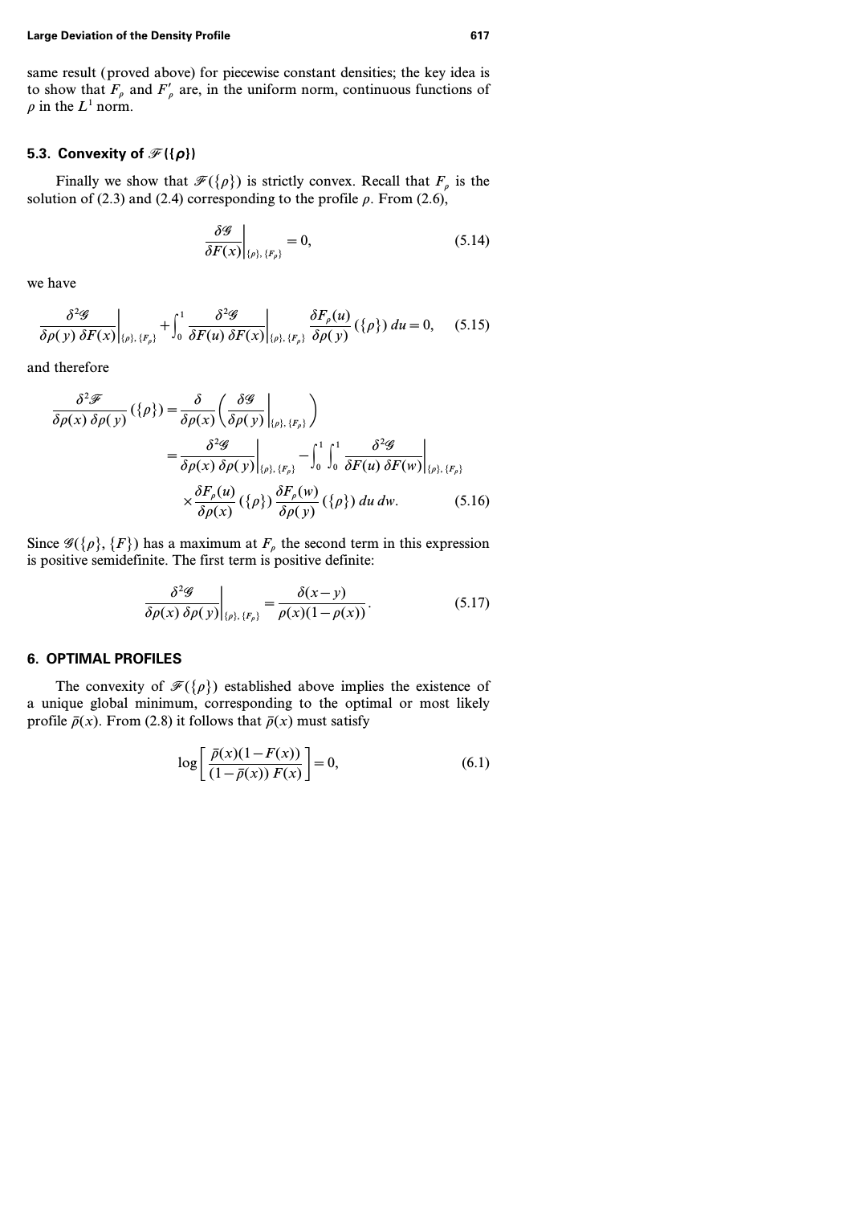same result (proved above) for piecewise constant densities; the key idea is to show that $F_\rho$ and $F'_\rho$ are, in the uniform norm, continuous functions of $\rho$ in the $L^1$ norm.

### 5.3. Convexity of $\mathscr{F}(\{\rho\})$

Finally we show that $\mathscr{F}(\{\rho\})$ is strictly convex. Recall that $F_\rho$ is the solution of (2.3) and (2.4) corresponding to the profile $\rho$. From (2.6),

$$\left.\frac{\delta \mathscr{G}}{\delta F(x)}\right|_{\{\rho\},\{F_\rho\}} = 0, \tag{5.14}$$

we have

$$\left.\frac{\delta^2 \mathscr{G}}{\delta \rho(y)\, \delta F(x)}\right|_{\{\rho\},\{F_\rho\}} + \int_0^1 \left.\frac{\delta^2 \mathscr{G}}{\delta F(u)\, \delta F(x)}\right|_{\{\rho\},\{F_\rho\}} \frac{\delta F_\rho(u)}{\delta \rho(y)}(\{\rho\})\, du = 0, \tag{5.15}$$

and therefore

$$\begin{aligned}
\frac{\delta^2 \mathscr{F}}{\delta \rho(x)\, \delta \rho(y)}(\{\rho\}) &= \frac{\delta}{\delta \rho(x)}\left(\left.\frac{\delta \mathscr{G}}{\delta \rho(y)}\right|_{\{\rho\},\{F_\rho\}}\right) \\
&= \left.\frac{\delta^2 \mathscr{G}}{\delta \rho(x)\, \delta \rho(y)}\right|_{\{\rho\},\{F_\rho\}} - \int_0^1 \int_0^1 \left.\frac{\delta^2 \mathscr{G}}{\delta F(u)\, \delta F(w)}\right|_{\{\rho\},\{F_\rho\}} \\
&\quad \times \frac{\delta F_\rho(u)}{\delta \rho(x)}(\{\rho\})\, \frac{\delta F_\rho(w)}{\delta \rho(y)}(\{\rho\})\, du\, dw.
\end{aligned} \tag{5.16}$$

Since $\mathscr{G}(\{\rho\},\{F\})$ has a maximum at $F_\rho$ the second term in this expression is positive semidefinite. The first term is positive definite:

$$\left.\frac{\delta^2 \mathscr{G}}{\delta \rho(x)\, \delta \rho(y)}\right|_{\{\rho\},\{F_\rho\}} = \frac{\delta(x-y)}{\rho(x)(1-\rho(x))}. \tag{5.17}$$

## 6. OPTIMAL PROFILES

The convexity of $\mathscr{F}(\{\rho\})$ established above implies the existence of a unique global minimum, corresponding to the optimal or most likely profile $\bar{\rho}(x)$. From (2.8) it follows that $\bar{\rho}(x)$ must satisfy

$$\log\left[\frac{\bar{\rho}(x)(1-F(x))}{(1-\bar{\rho}(x))\, F(x)}\right] = 0, \tag{6.1}$$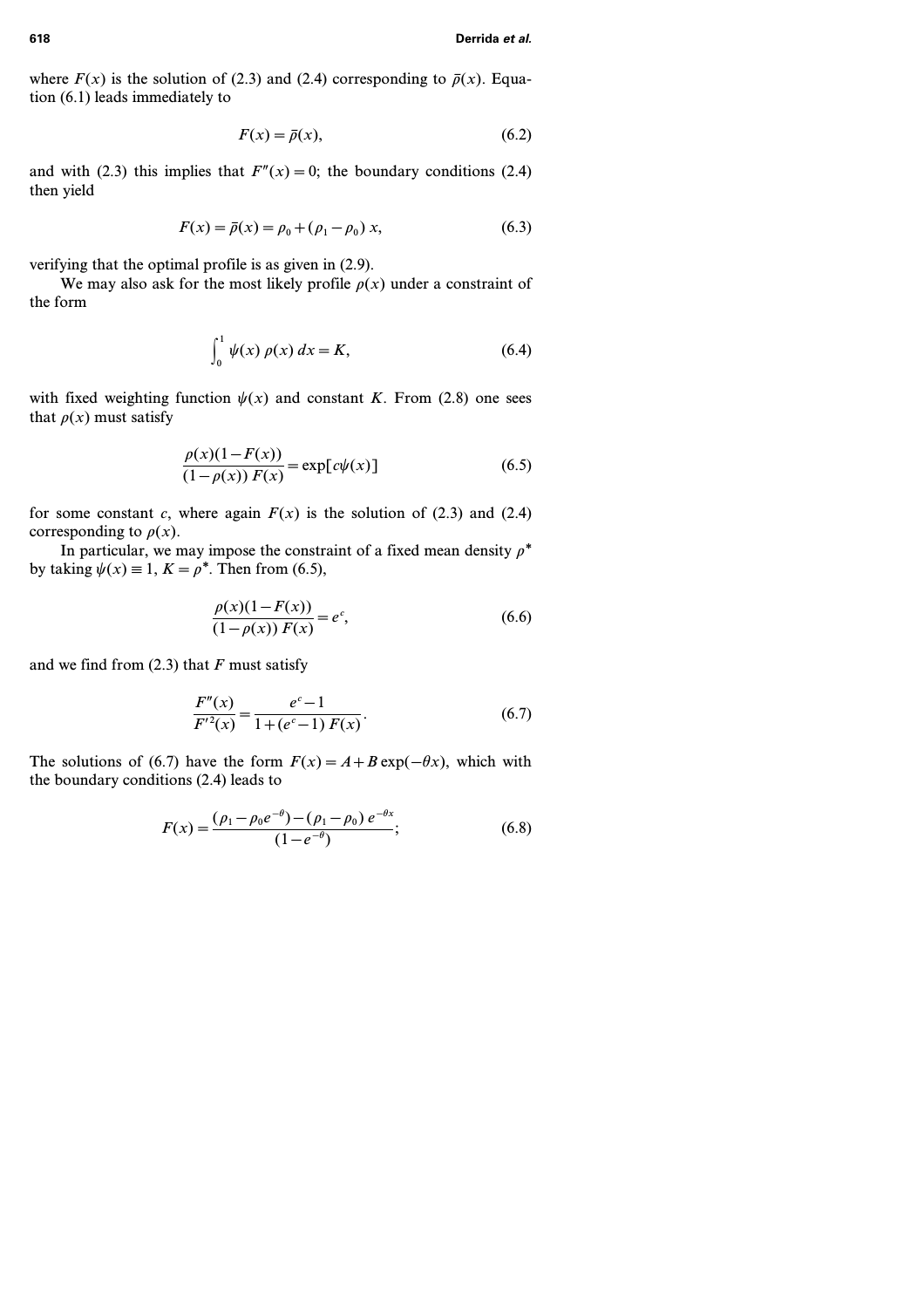where $F(x)$ is the solution of (2.3) and (2.4) corresponding to $\bar{\rho}(x)$. Equation (6.1) leads immediately to

$$F(x) = \bar{\rho}(x), \tag{6.2}$$

and with (2.3) this implies that $F''(x) = 0$; the boundary conditions (2.4) then yield

$$F(x) = \bar{\rho}(x) = \rho_0 + (\rho_1 - \rho_0)\, x, \tag{6.3}$$

verifying that the optimal profile is as given in (2.9).

We may also ask for the most likely profile $\rho(x)$ under a constraint of the form

$$\int_0^1 \psi(x)\, \rho(x)\, dx = K, \tag{6.4}$$

with fixed weighting function $\psi(x)$ and constant $K$. From (2.8) one sees that $\rho(x)$ must satisfy

$$\frac{\rho(x)(1 - F(x))}{(1 - \rho(x))\, F(x)} = \exp[c\psi(x)] \tag{6.5}$$

for some constant $c$, where again $F(x)$ is the solution of (2.3) and (2.4) corresponding to $\rho(x)$.

In particular, we may impose the constraint of a fixed mean density $\rho^*$ by taking $\psi(x) \equiv 1$, $K = \rho^*$. Then from (6.5),

$$\frac{\rho(x)(1 - F(x))}{(1 - \rho(x))\, F(x)} = e^c, \tag{6.6}$$

and we find from (2.3) that $F$ must satisfy

$$\frac{F''(x)}{F'^2(x)} = \frac{e^c - 1}{1 + (e^c - 1)\, F(x)}. \tag{6.7}$$

The solutions of (6.7) have the form $F(x) = A + B \exp(-\theta x)$, which with the boundary conditions (2.4) leads to

$$F(x) = \frac{(\rho_1 - \rho_0 e^{-\theta}) - (\rho_1 - \rho_0)\, e^{-\theta x}}{(1 - e^{-\theta})}; \tag{6.8}$$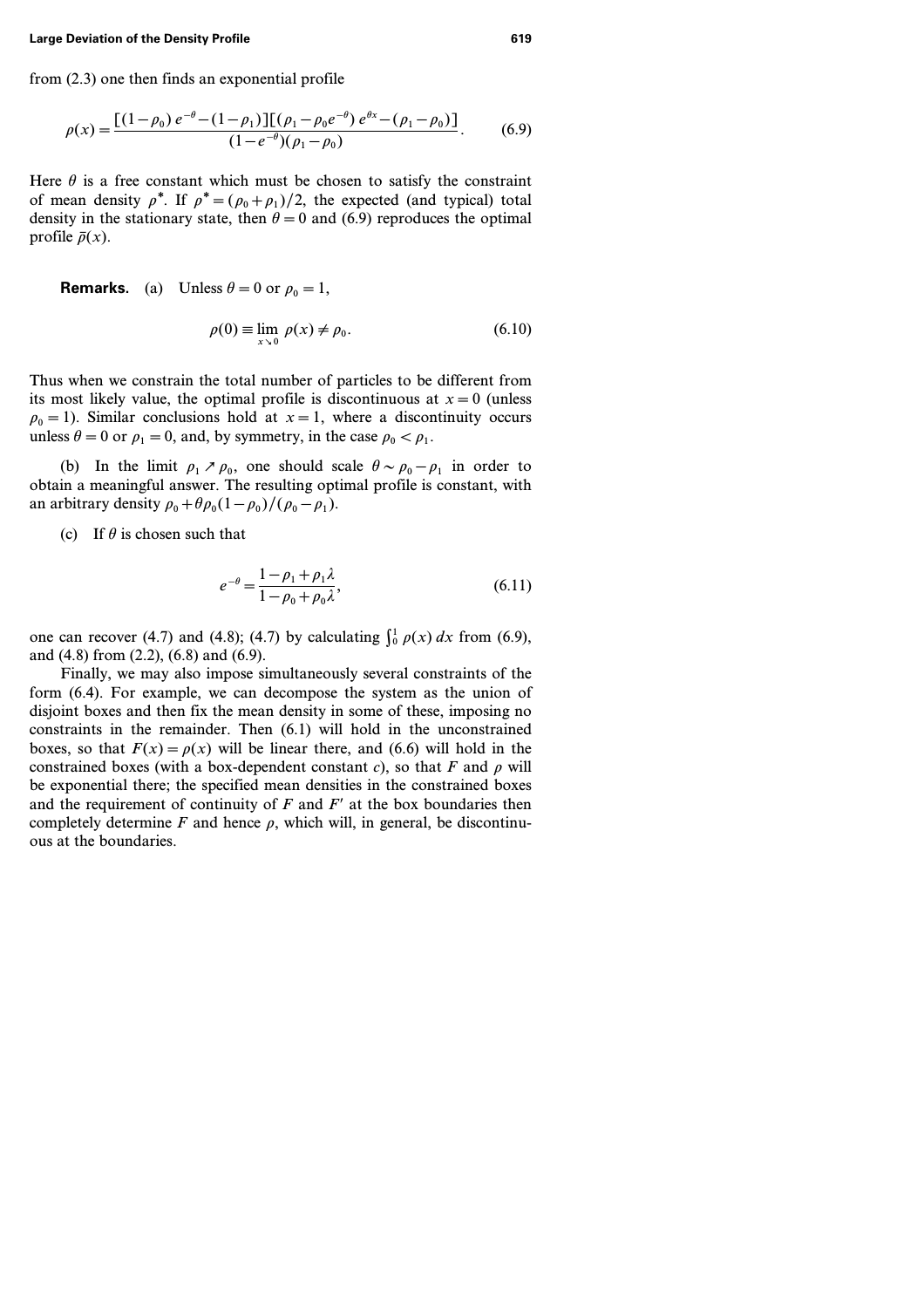from (2.3) one then finds an exponential profile

$$\rho(x) = \frac{[(1-\rho_0)\, e^{-\theta} - (1-\rho_1)][(\rho_1 - \rho_0 e^{-\theta})\, e^{\theta x} - (\rho_1 - \rho_0)]}{(1-e^{-\theta})(\rho_1 - \rho_0)}. \tag{6.9}$$

Here $\theta$ is a free constant which must be chosen to satisfy the constraint of mean density $\rho^*$. If $\rho^* = (\rho_0 + \rho_1)/2$, the expected (and typical) total density in the stationary state, then $\theta = 0$ and (6.9) reproduces the optimal profile $\bar{\rho}(x)$.

**Remarks.** (a) Unless $\theta = 0$ or $\rho_0 = 1$,

$$\rho(0) \equiv \lim_{x \searrow 0} \rho(x) \neq \rho_0. \tag{6.10}$$

Thus when we constrain the total number of particles to be different from its most likely value, the optimal profile is discontinuous at $x = 0$ (unless $\rho_0 = 1$). Similar conclusions hold at $x = 1$, where a discontinuity occurs unless $\theta = 0$ or $\rho_1 = 0$, and, by symmetry, in the case $\rho_0 < \rho_1$.

(b) In the limit $\rho_1 \nearrow \rho_0$, one should scale $\theta \sim \rho_0 - \rho_1$ in order to obtain a meaningful answer. The resulting optimal profile is constant, with an arbitrary density $\rho_0 + \theta \rho_0 (1-\rho_0)/(\rho_0 - \rho_1)$.

(c) If $\theta$ is chosen such that

$$e^{-\theta} = \frac{1 - \rho_1 + \rho_1 \lambda}{1 - \rho_0 + \rho_0 \lambda}, \tag{6.11}$$

one can recover (4.7) and (4.8); (4.7) by calculating $\int_0^1 \rho(x)\, dx$ from (6.9), and (4.8) from (2.2), (6.8) and (6.9).

Finally, we may also impose simultaneously several constraints of the form (6.4). For example, we can decompose the system as the union of disjoint boxes and then fix the mean density in some of these, imposing no constraints in the remainder. Then (6.1) will hold in the unconstrained boxes, so that $F(x) = \rho(x)$ will be linear there, and (6.6) will hold in the constrained boxes (with a box-dependent constant $c$), so that $F$ and $\rho$ will be exponential there; the specified mean densities in the constrained boxes and the requirement of continuity of $F$ and $F'$ at the box boundaries then completely determine $F$ and hence $\rho$, which will, in general, be discontinuous at the boundaries.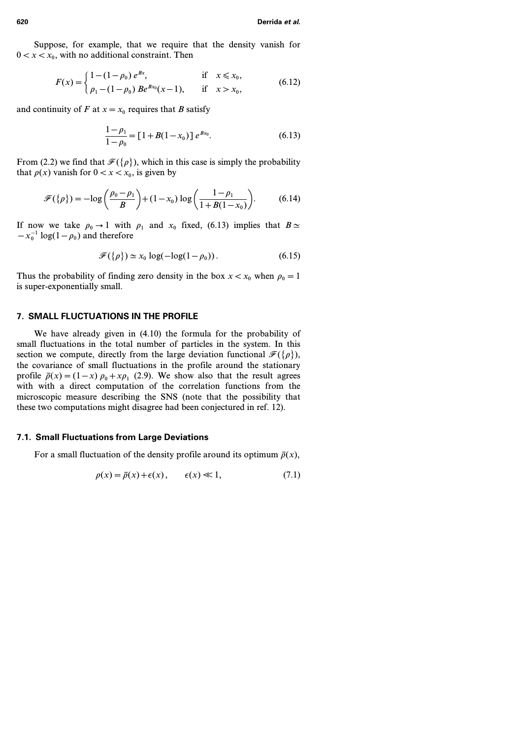Suppose, for example, that we require that the density vanish for $0 < x < x_0$, with no additional constraint. Then

$$F(x) = \begin{cases} 1-(1-\rho_0)\, e^{Bx}, & \text{if} \quad x \leqslant x_0, \\ \rho_1 - (1-\rho_0)\, Be^{Bx_0}(x-1), & \text{if} \quad x > x_0, \end{cases} \tag{6.12}$$

and continuity of $F$ at $x = x_0$ requires that $B$ satisfy

$$\frac{1-\rho_1}{1-\rho_0} = [1+B(1-x_0)]\, e^{Bx_0}. \tag{6.13}$$

From (2.2) we find that $\mathscr{F}(\{\rho\})$, which in this case is simply the probability that $\rho(x)$ vanish for $0 < x < x_0$, is given by

$$\mathscr{F}(\{\rho\}) = -\log\left(\frac{\rho_0 - \rho_1}{B}\right) + (1-x_0)\log\left(\frac{1-\rho_1}{1+B(1-x_0)}\right). \tag{6.14}$$

If now we take $\rho_0 \to 1$ with $\rho_1$ and $x_0$ fixed, (6.13) implies that $B \simeq -x_0^{-1}\log(1-\rho_0)$ and therefore

$$\mathscr{F}(\{\rho\}) \simeq x_0 \log(-\log(1-\rho_0)). \tag{6.15}$$

Thus the probability of finding zero density in the box $x < x_0$ when $\rho_0 = 1$ is super-exponentially small.

## 7. SMALL FLUCTUATIONS IN THE PROFILE

We have already given in (4.10) the formula for the probability of small fluctuations in the total number of particles in the system. In this section we compute, directly from the large deviation functional $\mathscr{F}(\{\rho\})$, the covariance of small fluctuations in the profile around the stationary profile $\bar{\rho}(x) = (1-x)\,\rho_0 + x\rho_1$ (2.9). We show also that the result agrees with with a direct computation of the correlation functions from the microscopic measure describing the SNS (note that the possibility that these two computations might disagree had been conjectured in ref. 12).

### 7.1. Small Fluctuations from Large Deviations

For a small fluctuation of the density profile around its optimum $\bar{\rho}(x)$,

$$\rho(x) = \bar{\rho}(x) + \epsilon(x), \qquad \epsilon(x) \ll 1, \tag{7.1}$$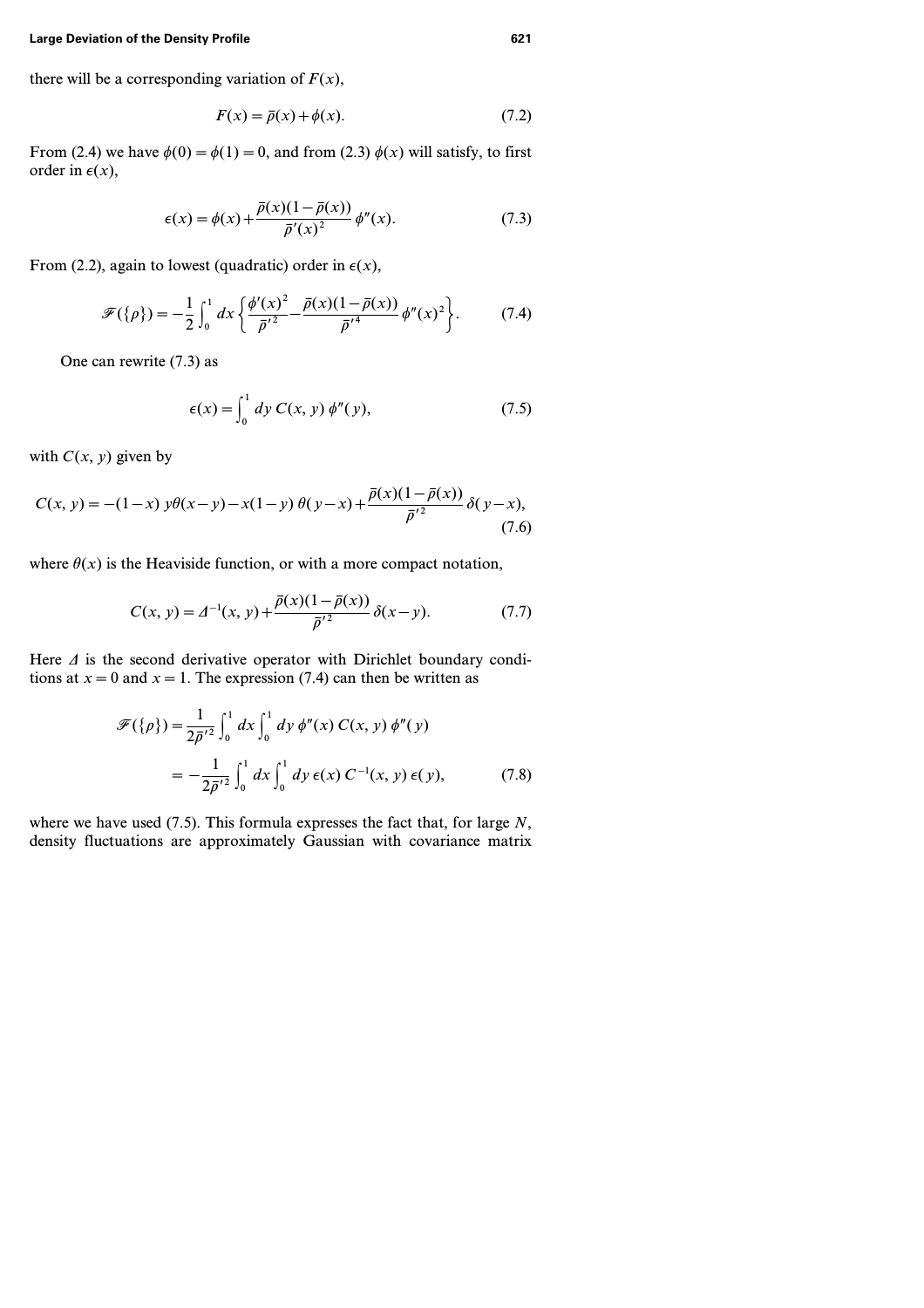there will be a corresponding variation of $F(x)$,

$$F(x) = \bar{\rho}(x) + \phi(x). \tag{7.2}$$

From (2.4) we have $\phi(0) = \phi(1) = 0$, and from (2.3) $\phi(x)$ will satisfy, to first order in $\epsilon(x)$,

$$\epsilon(x) = \phi(x) + \frac{\bar{\rho}(x)(1-\bar{\rho}(x))}{\bar{\rho}'(x)^2} \phi''(x). \tag{7.3}$$

From (2.2), again to lowest (quadratic) order in $\epsilon(x)$,

$$\mathscr{F}(\{\rho\}) = -\frac{1}{2} \int_0^1 dx \left\{ \frac{\phi'(x)^2}{\bar{\rho}'^2} - \frac{\bar{\rho}(x)(1-\bar{\rho}(x))}{\bar{\rho}'^4} \phi''(x)^2 \right\}. \tag{7.4}$$

One can rewrite (7.3) as

$$\epsilon(x) = \int_0^1 dy \, C(x, y) \, \phi''(y), \tag{7.5}$$

with $C(x, y)$ given by

$$C(x, y) = -(1-x) \, y \theta(x-y) - x(1-y) \, \theta(y-x) + \frac{\bar{\rho}(x)(1-\bar{\rho}(x))}{\bar{\rho}'^2} \delta(y-x), \tag{7.6}$$

where $\theta(x)$ is the Heaviside function, or with a more compact notation,

$$C(x, y) = \Delta^{-1}(x, y) + \frac{\bar{\rho}(x)(1-\bar{\rho}(x))}{\bar{\rho}'^2} \delta(x-y). \tag{7.7}$$

Here $\Delta$ is the second derivative operator with Dirichlet boundary conditions at $x = 0$ and $x = 1$. The expression (7.4) can then be written as

$$\begin{aligned} \mathscr{F}(\{\rho\}) &= \frac{1}{2\bar{\rho}'^2} \int_0^1 dx \int_0^1 dy \, \phi''(x) \, C(x, y) \, \phi''(y) \\ &= -\frac{1}{2\bar{\rho}'^2} \int_0^1 dx \int_0^1 dy \, \epsilon(x) \, C^{-1}(x, y) \, \epsilon(y), \end{aligned} \tag{7.8}$$

where we have used (7.5). This formula expresses the fact that, for large $N$, density fluctuations are approximately Gaussian with covariance matrix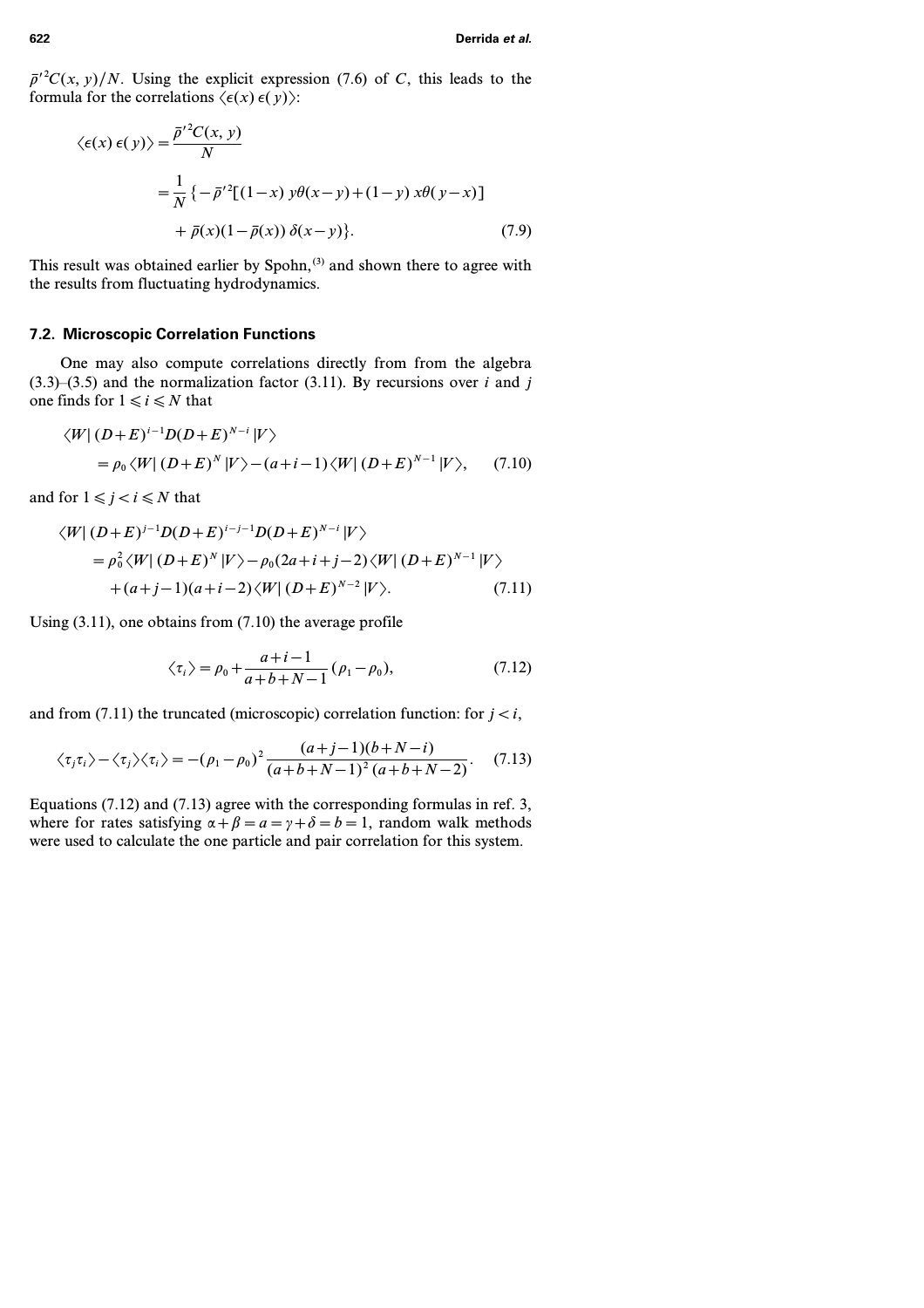$\bar{\rho}'^2 C(x, y)/N$. Using the explicit expression (7.6) of $C$, this leads to the formula for the correlations $\langle \epsilon(x)\, \epsilon(y) \rangle$:

$$
\begin{aligned}
\langle \epsilon(x)\, \epsilon(y) \rangle &= \frac{\bar{\rho}'^2 C(x, y)}{N} \\
&= \frac{1}{N} \{ -\bar{\rho}'^2 [(1-x)\, y\theta(x-y) + (1-y)\, x\theta(y-x)] \\
&\quad + \bar{\rho}(x)(1-\bar{\rho}(x))\, \delta(x-y) \}.
\end{aligned}
\tag{7.9}
$$

This result was obtained earlier by Spohn,[3] and shown there to agree with the results from fluctuating hydrodynamics.

## 7.2. Microscopic Correlation Functions

One may also compute correlations directly from from the algebra (3.3)–(3.5) and the normalization factor (3.11). By recursions over $i$ and $j$ one finds for $1 \leqslant i \leqslant N$ that

$$
\begin{aligned}
&\langle W | (D+E)^{i-1} D (D+E)^{N-i} | V \rangle \\
&\quad = \rho_0 \langle W | (D+E)^N | V \rangle - (a+i-1) \langle W | (D+E)^{N-1} | V \rangle,
\end{aligned}
\tag{7.10}
$$

and for $1 \leqslant j < i \leqslant N$ that

$$
\begin{aligned}
&\langle W | (D+E)^{j-1} D (D+E)^{i-j-1} D (D+E)^{N-i} | V \rangle \\
&\quad = \rho_0^2 \langle W | (D+E)^N | V \rangle - \rho_0 (2a+i+j-2) \langle W | (D+E)^{N-1} | V \rangle \\
&\qquad + (a+j-1)(a+i-2) \langle W | (D+E)^{N-2} | V \rangle.
\end{aligned}
\tag{7.11}
$$

Using (3.11), one obtains from (7.10) the average profile

$$
\langle \tau_i \rangle = \rho_0 + \frac{a+i-1}{a+b+N-1} (\rho_1 - \rho_0),
\tag{7.12}
$$

and from (7.11) the truncated (microscopic) correlation function: for $j < i$,

$$
\langle \tau_j \tau_i \rangle - \langle \tau_j \rangle \langle \tau_i \rangle = -(\rho_1 - \rho_0)^2 \frac{(a+j-1)(b+N-i)}{(a+b+N-1)^2 (a+b+N-2)}.
\tag{7.13}
$$

Equations (7.12) and (7.13) agree with the corresponding formulas in ref. 3, where for rates satisfying $\alpha + \beta = a = \gamma + \delta = b = 1$, random walk methods were used to calculate the one particle and pair correlation for this system.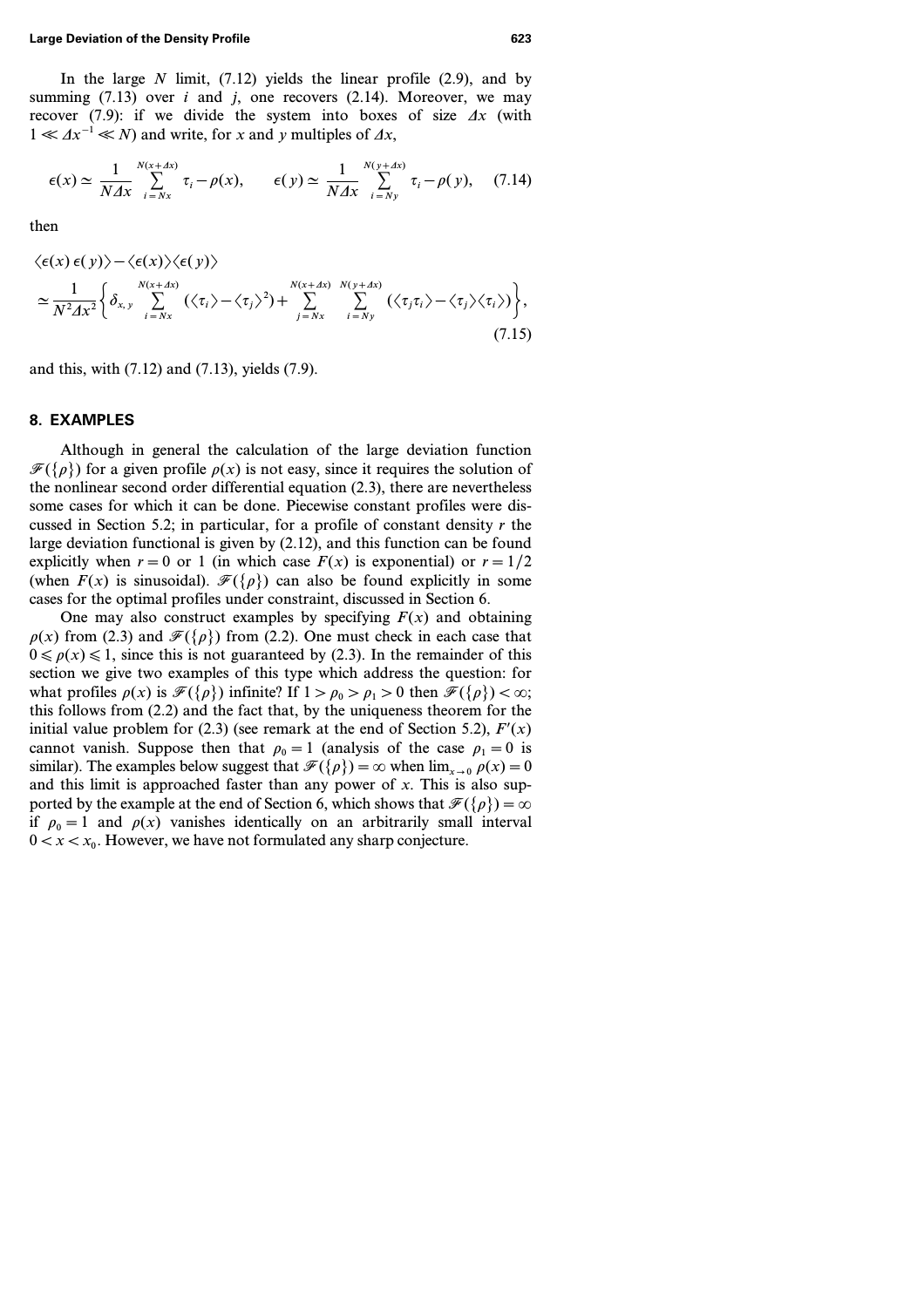In the large $N$ limit, (7.12) yields the linear profile (2.9), and by summing (7.13) over $i$ and $j$, one recovers (2.14). Moreover, we may recover (7.9): if we divide the system into boxes of size $\Delta x$ (with $1 \ll \Delta x^{-1} \ll N$) and write, for $x$ and $y$ multiples of $\Delta x$,

$$\epsilon(x) \simeq \frac{1}{N\Delta x} \sum_{i=Nx}^{N(x+\Delta x)} \tau_i - \rho(x), \qquad \epsilon(y) \simeq \frac{1}{N\Delta x} \sum_{i=Ny}^{N(y+\Delta x)} \tau_i - \rho(y), \qquad (7.14)$$

then

$$\langle \epsilon(x)\, \epsilon(y) \rangle - \langle \epsilon(x) \rangle \langle \epsilon(y) \rangle$$
$$\simeq \frac{1}{N^2 \Delta x^2} \left\{ \delta_{x,y} \sum_{i=Nx}^{N(x+\Delta x)} (\langle \tau_i \rangle - \langle \tau_j \rangle^2) + \sum_{j=Nx}^{N(x+\Delta x)} \sum_{i=Ny}^{N(y+\Delta x)} (\langle \tau_j \tau_i \rangle - \langle \tau_j \rangle \langle \tau_i \rangle) \right\}, \qquad (7.15)$$

and this, with (7.12) and (7.13), yields (7.9).

## 8. EXAMPLES

Although in general the calculation of the large deviation function $\mathscr{F}(\{\rho\})$ for a given profile $\rho(x)$ is not easy, since it requires the solution of the nonlinear second order differential equation (2.3), there are nevertheless some cases for which it can be done. Piecewise constant profiles were discussed in Section 5.2; in particular, for a profile of constant density $r$ the large deviation functional is given by (2.12), and this function can be found explicitly when $r = 0$ or 1 (in which case $F(x)$ is exponential) or $r = 1/2$ (when $F(x)$ is sinusoidal). $\mathscr{F}(\{\rho\})$ can also be found explicitly in some cases for the optimal profiles under constraint, discussed in Section 6.

One may also construct examples by specifying $F(x)$ and obtaining $\rho(x)$ from (2.3) and $\mathscr{F}(\{\rho\})$ from (2.2). One must check in each case that $0 \leqslant \rho(x) \leqslant 1$, since this is not guaranteed by (2.3). In the remainder of this section we give two examples of this type which address the question: for what profiles $\rho(x)$ is $\mathscr{F}(\{\rho\})$ infinite? If $1 > \rho_0 > \rho_1 > 0$ then $\mathscr{F}(\{\rho\}) < \infty$; this follows from (2.2) and the fact that, by the uniqueness theorem for the initial value problem for (2.3) (see remark at the end of Section 5.2), $F'(x)$ cannot vanish. Suppose then that $\rho_0 = 1$ (analysis of the case $\rho_1 = 0$ is similar). The examples below suggest that $\mathscr{F}(\{\rho\}) = \infty$ when $\lim_{x \to 0} \rho(x) = 0$ and this limit is approached faster than any power of $x$. This is also supported by the example at the end of Section 6, which shows that $\mathscr{F}(\{\rho\}) = \infty$ if $\rho_0 = 1$ and $\rho(x)$ vanishes identically on an arbitrarily small interval $0 < x < x_0$. However, we have not formulated any sharp conjecture.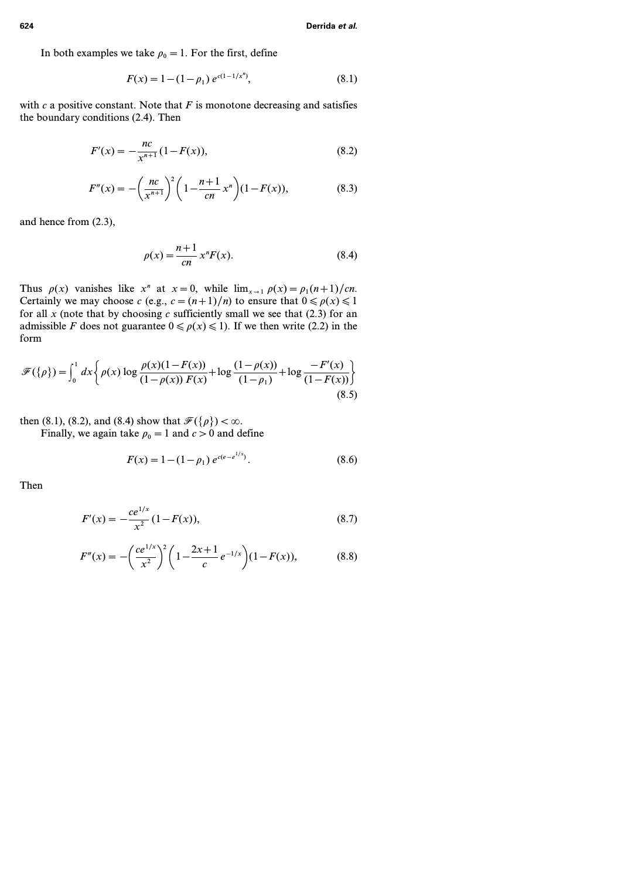In both examples we take $\rho_0 = 1$. For the first, define

$$F(x) = 1-(1-\rho_1)\, e^{c(1-1/x^n)}, \tag{8.1}$$

with $c$ a positive constant. Note that $F$ is monotone decreasing and satisfies the boundary conditions (2.4). Then

$$F'(x) = -\frac{nc}{x^{n+1}}(1-F(x)), \tag{8.2}$$

$$F''(x) = -\left(\frac{nc}{x^{n+1}}\right)^2 \left(1-\frac{n+1}{cn}\, x^n\right)(1-F(x)), \tag{8.3}$$

and hence from (2.3),

$$\rho(x) = \frac{n+1}{cn}\, x^n F(x). \tag{8.4}$$

Thus $\rho(x)$ vanishes like $x^n$ at $x=0$, while $\lim_{x\to 1}\rho(x) = \rho_1(n+1)/cn$. Certainly we may choose $c$ (e.g., $c=(n+1)/n$) to ensure that $0 \leqslant \rho(x) \leqslant 1$ for all $x$ (note that by choosing $c$ sufficiently small we see that (2.3) for an admissible $F$ does not guarantee $0 \leqslant \rho(x) \leqslant 1$). If we then write (2.2) in the form

$$\mathscr{F}(\{\rho\}) = \int_0^1 dx \left\{ \rho(x) \log \frac{\rho(x)(1-F(x))}{(1-\rho(x))\, F(x)} + \log \frac{(1-\rho(x))}{(1-\rho_1)} + \log \frac{-F'(x)}{(1-F(x))} \right\} \tag{8.5}$$

then (8.1), (8.2), and (8.4) show that $\mathscr{F}(\{\rho\}) < \infty$.

Finally, we again take $\rho_0 = 1$ and $c > 0$ and define

$$F(x) = 1-(1-\rho_1)\, e^{c(e-e^{1/x})}. \tag{8.6}$$

Then

$$F'(x) = -\frac{ce^{1/x}}{x^2}(1-F(x)), \tag{8.7}$$

$$F''(x) = -\left(\frac{ce^{1/x}}{x^2}\right)^2 \left(1-\frac{2x+1}{c}\, e^{-1/x}\right)(1-F(x)), \tag{8.8}$$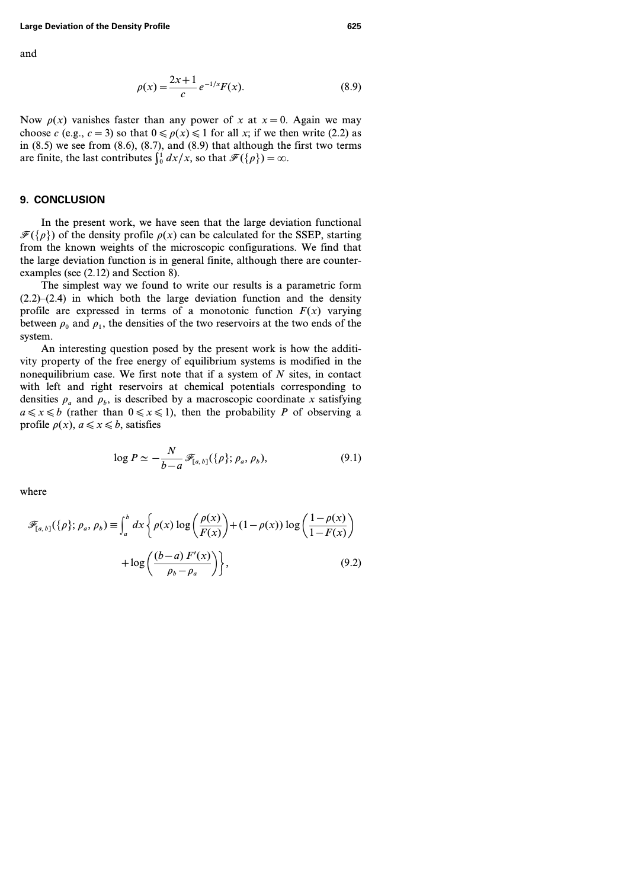and

$$\rho(x) = \frac{2x+1}{c} e^{-1/x} F(x). \tag{8.9}$$

Now $\rho(x)$ vanishes faster than any power of $x$ at $x = 0$. Again we may choose $c$ (e.g., $c = 3$) so that $0 \leqslant \rho(x) \leqslant 1$ for all $x$; if we then write (2.2) as in (8.5) we see from (8.6), (8.7), and (8.9) that although the first two terms are finite, the last contributes $\int_0^1 dx/x$, so that $\mathscr{F}(\{\rho\}) = \infty$.

## 9. CONCLUSION

In the present work, we have seen that the large deviation functional $\mathscr{F}(\{\rho\})$ of the density profile $\rho(x)$ can be calculated for the SSEP, starting from the known weights of the microscopic configurations. We find that the large deviation function is in general finite, although there are counter-examples (see (2.12) and Section 8).

The simplest way we found to write our results is a parametric form (2.2)–(2.4) in which both the large deviation function and the density profile are expressed in terms of a monotonic function $F(x)$ varying between $\rho_0$ and $\rho_1$, the densities of the two reservoirs at the two ends of the system.

An interesting question posed by the present work is how the additivity property of the free energy of equilibrium systems is modified in the nonequilibrium case. We first note that if a system of $N$ sites, in contact with left and right reservoirs at chemical potentials corresponding to densities $\rho_a$ and $\rho_b$, is described by a macroscopic coordinate $x$ satisfying $a \leqslant x \leqslant b$ (rather than $0 \leqslant x \leqslant 1$), then the probability $P$ of observing a profile $\rho(x)$, $a \leqslant x \leqslant b$, satisfies

$$\log P \simeq -\frac{N}{b-a} \mathscr{F}_{[a,b]}(\{\rho\}; \rho_a, \rho_b), \tag{9.1}$$

where

$$\mathscr{F}_{[a,b]}(\{\rho\}; \rho_a, \rho_b) \equiv \int_a^b dx \left\{ \rho(x) \log\left(\frac{\rho(x)}{F(x)}\right) + (1-\rho(x)) \log\left(\frac{1-\rho(x)}{1-F(x)}\right) + \log\left(\frac{(b-a)\, F'(x)}{\rho_b - \rho_a}\right) \right\}, \tag{9.2}$$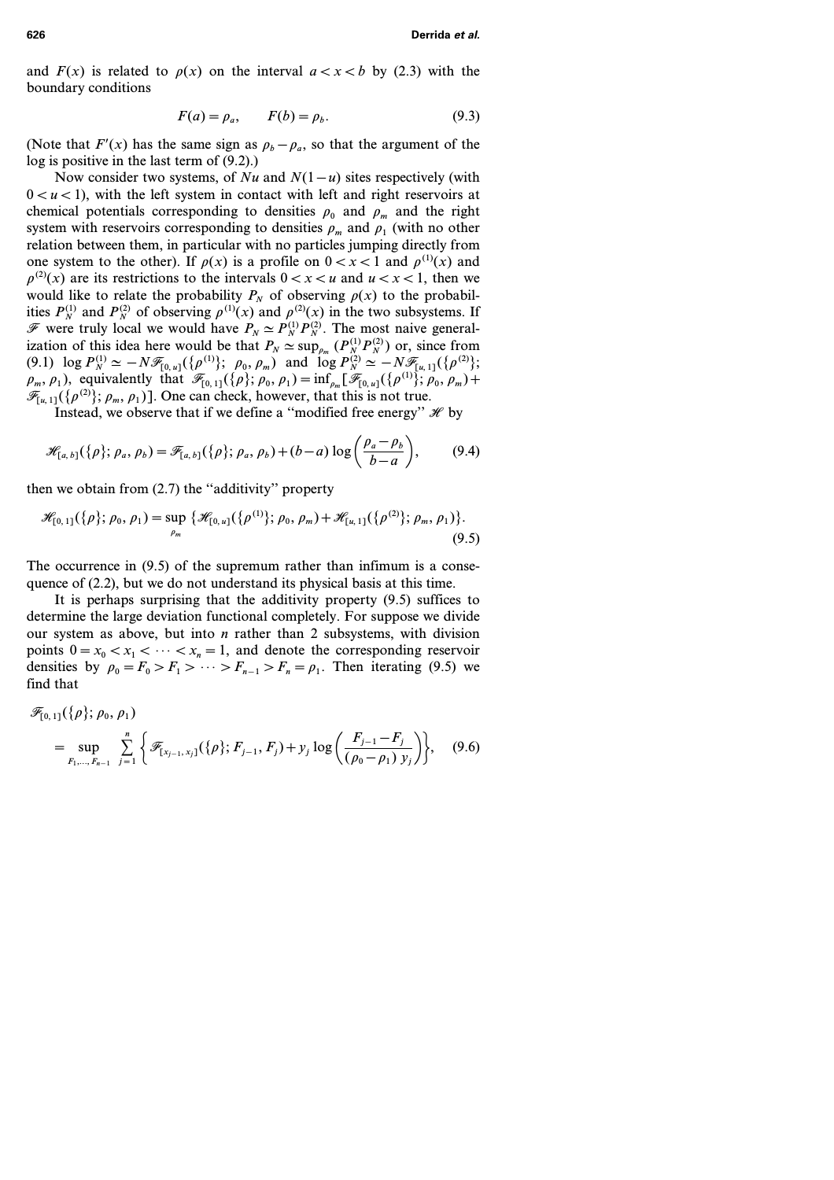and $F(x)$ is related to $\rho(x)$ on the interval $a < x < b$ by (2.3) with the boundary conditions

$$F(a) = \rho_a, \qquad F(b) = \rho_b. \tag{9.3}$$

(Note that $F'(x)$ has the same sign as $\rho_b - \rho_a$, so that the argument of the log is positive in the last term of (9.2).)

Now consider two systems, of $Nu$ and $N(1-u)$ sites respectively (with $0 < u < 1$), with the left system in contact with left and right reservoirs at chemical potentials corresponding to densities $\rho_0$ and $\rho_m$ and the right system with reservoirs corresponding to densities $\rho_m$ and $\rho_1$ (with no other relation between them, in particular with no particles jumping directly from one system to the other). If $\rho(x)$ is a profile on $0 < x < 1$ and $\rho^{(1)}(x)$ and $\rho^{(2)}(x)$ are its restrictions to the intervals $0 < x < u$ and $u < x < 1$, then we would like to relate the probability $P_N$ of observing $\rho(x)$ to the probabilities $P_N^{(1)}$ and $P_N^{(2)}$ of observing $\rho^{(1)}(x)$ and $\rho^{(2)}(x)$ in the two subsystems. If $\mathscr{F}$ were truly local we would have $P_N \simeq P_N^{(1)} P_N^{(2)}$. The most naive generalization of this idea here would be that $P_N \simeq \sup_{\rho_m} (P_N^{(1)} P_N^{(2)})$ or, since from (9.1) $\log P_N^{(1)} \simeq -N \mathscr{F}_{[0,u]}(\{\rho^{(1)}\}; \rho_0, \rho_m)$ and $\log P_N^{(2)} \simeq -N \mathscr{F}_{[u,1]}(\{\rho^{(2)}\}; \rho_m, \rho_1)$, equivalently that $\mathscr{F}_{[0,1]}(\{\rho\}; \rho_0, \rho_1) = \inf_{\rho_m} [\mathscr{F}_{[0,u]}(\{\rho^{(1)}\}; \rho_0, \rho_m) + \mathscr{F}_{[u,1]}(\{\rho^{(2)}\}; \rho_m, \rho_1)]$. One can check, however, that this is not true.

Instead, we observe that if we define a "modified free energy" $\mathscr{H}$ by

$$\mathscr{H}_{[a,b]}(\{\rho\}; \rho_a, \rho_b) = \mathscr{F}_{[a,b]}(\{\rho\}; \rho_a, \rho_b) + (b-a) \log\left(\frac{\rho_a - \rho_b}{b-a}\right), \tag{9.4}$$

then we obtain from (2.7) the "additivity" property

$$\mathscr{H}_{[0,1]}(\{\rho\}; \rho_0, \rho_1) = \sup_{\rho_m} \{\mathscr{H}_{[0,u]}(\{\rho^{(1)}\}; \rho_0, \rho_m) + \mathscr{H}_{[u,1]}(\{\rho^{(2)}\}; \rho_m, \rho_1)\}. \tag{9.5}$$

The occurrence in (9.5) of the supremum rather than infimum is a consequence of (2.2), but we do not understand its physical basis at this time.

It is perhaps surprising that the additivity property (9.5) suffices to determine the large deviation functional completely. For suppose we divide our system as above, but into $n$ rather than 2 subsystems, with division points $0 = x_0 < x_1 < \cdots < x_n = 1$, and denote the corresponding reservoir densities by $\rho_0 = F_0 > F_1 > \cdots > F_{n-1} > F_n = \rho_1$. Then iterating (9.5) we find that

$$\mathscr{F}_{[0,1]}(\{\rho\}; \rho_0, \rho_1) = \sup_{F_1, \ldots, F_{n-1}} \sum_{j=1}^{n} \left\{ \mathscr{F}_{[x_{j-1}, x_j]}(\{\rho\}; F_{j-1}, F_j) + y_j \log\left(\frac{F_{j-1} - F_j}{(\rho_0 - \rho_1)\, y_j}\right) \right\}, \tag{9.6}$$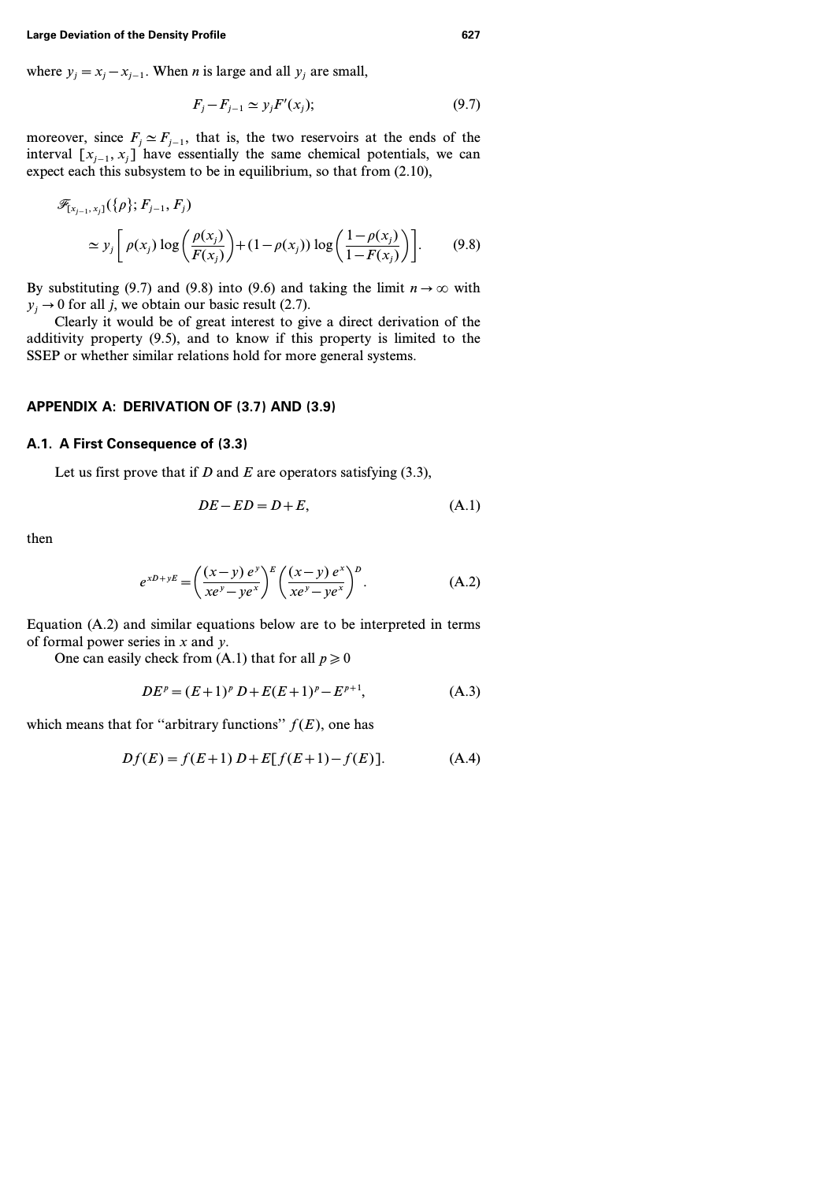where $y_j = x_j - x_{j-1}$. When $n$ is large and all $y_j$ are small,

$$F_j - F_{j-1} \simeq y_j F'(x_j); \tag{9.7}$$

moreover, since $F_j \simeq F_{j-1}$, that is, the two reservoirs at the ends of the interval $[x_{j-1}, x_j]$ have essentially the same chemical potentials, we can expect each this subsystem to be in equilibrium, so that from (2.10),

$$\mathscr{F}_{[x_{j-1}, x_j]}(\{\rho\}; F_{j-1}, F_j)$$
$$\simeq y_j \left[ \rho(x_j) \log\left(\frac{\rho(x_j)}{F(x_j)}\right) + (1-\rho(x_j)) \log\left(\frac{1-\rho(x_j)}{1-F(x_j)}\right) \right]. \tag{9.8}$$

By substituting (9.7) and (9.8) into (9.6) and taking the limit $n \to \infty$ with $y_j \to 0$ for all $j$, we obtain our basic result (2.7).

Clearly it would be of great interest to give a direct derivation of the additivity property (9.5), and to know if this property is limited to the SSEP or whether similar relations hold for more general systems.

## APPENDIX A: DERIVATION OF (3.7) AND (3.9)

### A.1. A First Consequence of (3.3)

Let us first prove that if $D$ and $E$ are operators satisfying (3.3),

$$DE - ED = D + E, \tag{A.1}$$

then

$$e^{xD+yE} = \left(\frac{(x-y)\, e^{y}}{xe^{y} - ye^{x}}\right)^{E} \left(\frac{(x-y)\, e^{x}}{xe^{y} - ye^{x}}\right)^{D}. \tag{A.2}$$

Equation (A.2) and similar equations below are to be interpreted in terms of formal power series in $x$ and $y$.

One can easily check from (A.1) that for all $p \geqslant 0$

$$DE^{p} = (E+1)^{p}\, D + E(E+1)^{p} - E^{p+1}, \tag{A.3}$$

which means that for "arbitrary functions" $f(E)$, one has

$$Df(E) = f(E+1)\, D + E[f(E+1) - f(E)]. \tag{A.4}$$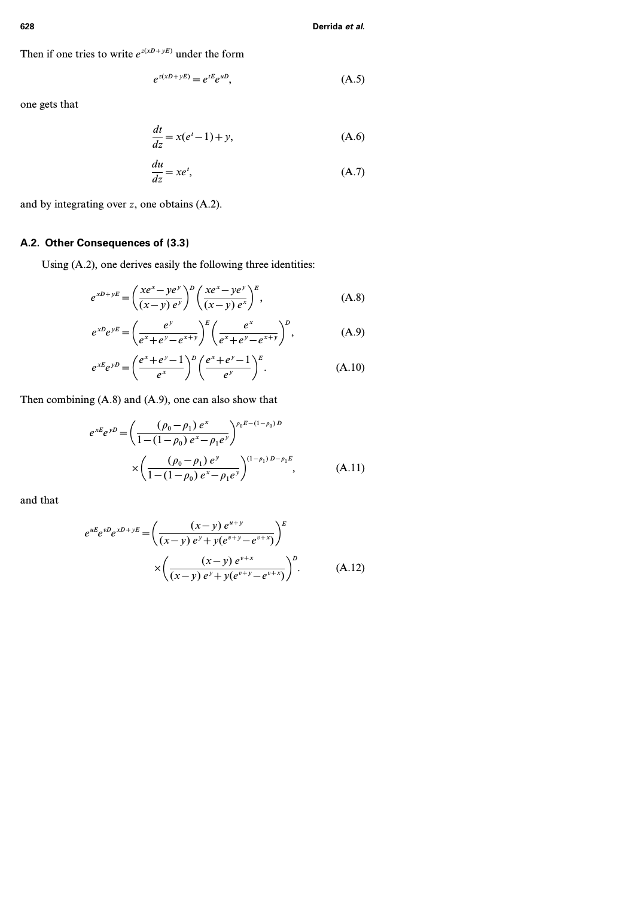Then if one tries to write $e^{z(xD+yE)}$ under the form

$$e^{z(xD+yE)} = e^{tE} e^{uD}, \tag{A.5}$$

one gets that

$$\frac{dt}{dz} = x(e^t - 1) + y, \tag{A.6}$$

$$\frac{du}{dz} = x e^t, \tag{A.7}$$

and by integrating over $z$, one obtains (A.2).

## A.2. Other Consequences of (3.3)

Using (A.2), one derives easily the following three identities:

$$e^{xD+yE} = \left(\frac{xe^x - ye^y}{(x-y)\, e^y}\right)^D \left(\frac{xe^x - ye^y}{(x-y)\, e^x}\right)^E, \tag{A.8}$$

$$e^{xD} e^{yE} = \left(\frac{e^y}{e^x + e^y - e^{x+y}}\right)^E \left(\frac{e^x}{e^x + e^y - e^{x+y}}\right)^D, \tag{A.9}$$

$$e^{xE} e^{yD} = \left(\frac{e^x + e^y - 1}{e^x}\right)^D \left(\frac{e^x + e^y - 1}{e^y}\right)^E. \tag{A.10}$$

Then combining (A.8) and (A.9), one can also show that

$$\begin{aligned} e^{xE} e^{yD} = & \left(\frac{(\rho_0 - \rho_1)\, e^x}{1 - (1-\rho_0)\, e^x - \rho_1 e^y}\right)^{\rho_0 E - (1-\rho_0) D} \\ & \times \left(\frac{(\rho_0 - \rho_1)\, e^y}{1 - (1-\rho_0)\, e^x - \rho_1 e^y}\right)^{(1-\rho_1) D - \rho_1 E}, \end{aligned} \tag{A.11}$$

and that

$$\begin{aligned} e^{uE} e^{vD} e^{xD+yE} = & \left(\frac{(x-y)\, e^{u+y}}{(x-y)\, e^y + y(e^{v+y} - e^{v+x})}\right)^E \\ & \times \left(\frac{(x-y)\, e^{v+x}}{(x-y)\, e^y + y(e^{v+y} - e^{v+x})}\right)^D. \end{aligned} \tag{A.12}$$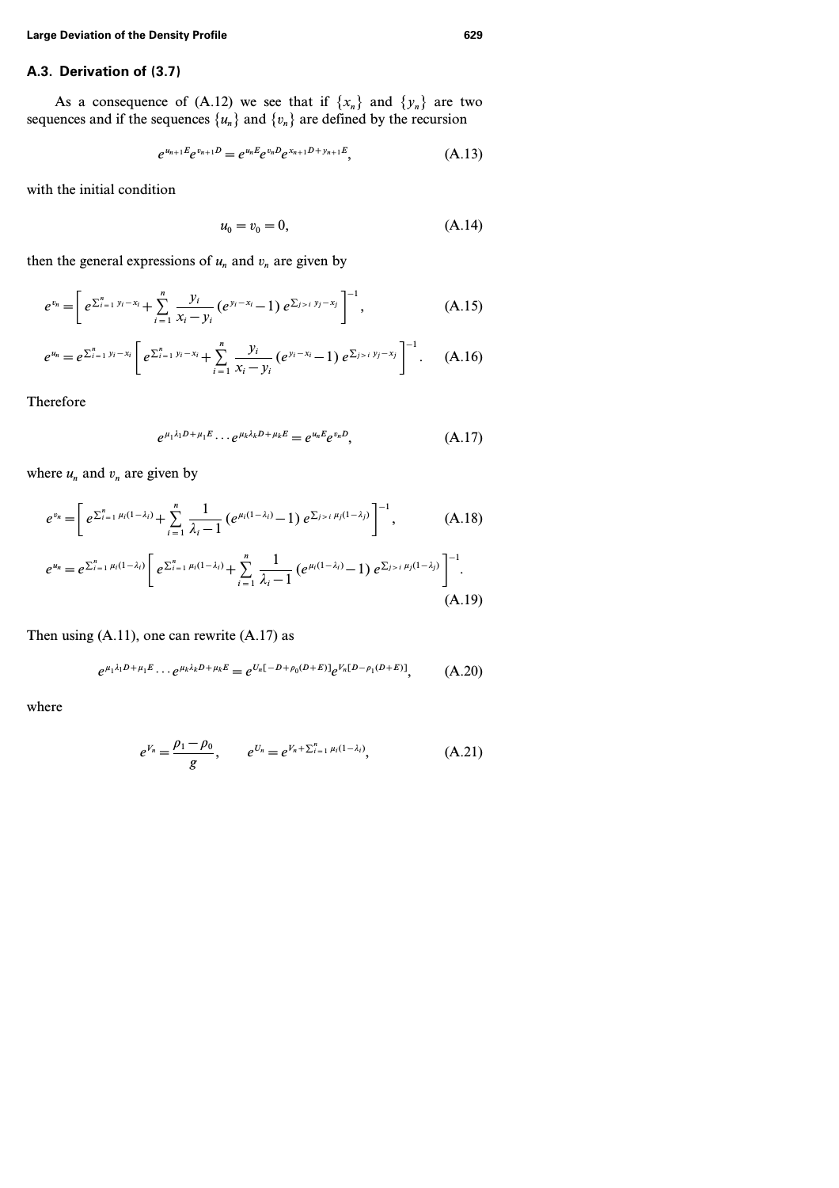### A.3. Derivation of (3.7)

As a consequence of (A.12) we see that if $\{x_n\}$ and $\{y_n\}$ are two sequences and if the sequences $\{u_n\}$ and $\{v_n\}$ are defined by the recursion

$$e^{u_{n+1}E} e^{v_{n+1}D} = e^{u_n E} e^{v_n D} e^{x_{n+1}D + y_{n+1}E}, \tag{A.13}$$

with the initial condition

$$u_0 = v_0 = 0, \tag{A.14}$$

then the general expressions of $u_n$ and $v_n$ are given by

$$e^{v_n} = \left[ e^{\sum_{i=1}^n y_i - x_i} + \sum_{i=1}^n \frac{y_i}{x_i - y_i} (e^{y_i - x_i} - 1)\, e^{\sum_{j>i} y_j - x_j} \right]^{-1}, \tag{A.15}$$

$$e^{u_n} = e^{\sum_{i=1}^n y_i - x_i} \left[ e^{\sum_{i=1}^n y_i - x_i} + \sum_{i=1}^n \frac{y_i}{x_i - y_i} (e^{y_i - x_i} - 1)\, e^{\sum_{j>i} y_j - x_j} \right]^{-1}. \tag{A.16}$$

Therefore

$$e^{\mu_1 \lambda_1 D + \mu_1 E} \cdots e^{\mu_k \lambda_k D + \mu_k E} = e^{u_n E} e^{v_n D}, \tag{A.17}$$

where $u_n$ and $v_n$ are given by

$$e^{v_n} = \left[ e^{\sum_{i=1}^n \mu_i (1-\lambda_i)} + \sum_{i=1}^n \frac{1}{\lambda_i - 1} (e^{\mu_i (1-\lambda_i)} - 1)\, e^{\sum_{j>i} \mu_j (1-\lambda_j)} \right]^{-1}, \tag{A.18}$$

$$e^{u_n} = e^{\sum_{i=1}^n \mu_i (1-\lambda_i)} \left[ e^{\sum_{i=1}^n \mu_i (1-\lambda_i)} + \sum_{i=1}^n \frac{1}{\lambda_i - 1} (e^{\mu_i (1-\lambda_i)} - 1)\, e^{\sum_{j>i} \mu_j (1-\lambda_j)} \right]^{-1}. \tag{A.19}$$

Then using (A.11), one can rewrite (A.17) as

$$e^{\mu_1 \lambda_1 D + \mu_1 E} \cdots e^{\mu_k \lambda_k D + \mu_k E} = e^{U_n [-D + \rho_0 (D+E)]} e^{V_n [D - \rho_1 (D+E)]}, \tag{A.20}$$

where

$$e^{V_n} = \frac{\rho_1 - \rho_0}{g}, \qquad e^{U_n} = e^{V_n + \sum_{i=1}^n \mu_i (1-\lambda_i)}, \tag{A.21}$$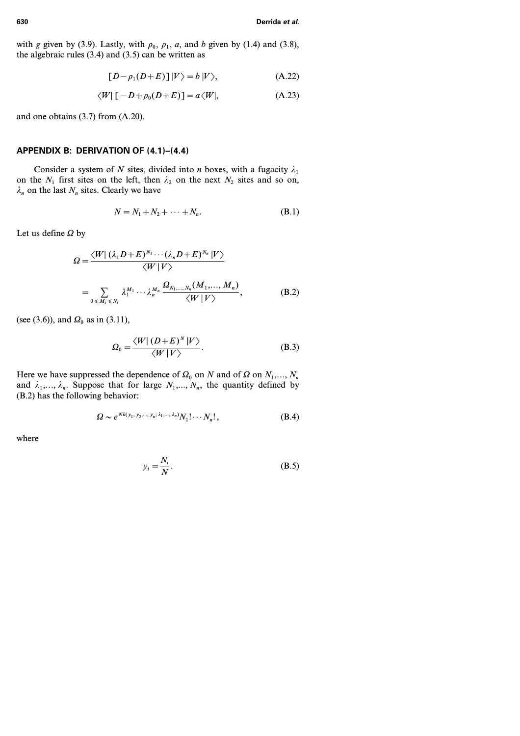with $g$ given by (3.9). Lastly, with $\rho_0$, $\rho_1$, $a$, and $b$ given by (1.4) and (3.8), the algebraic rules (3.4) and (3.5) can be written as

$$[D - \rho_1(D+E)]\,|V\rangle = b\,|V\rangle, \tag{A.22}$$

$$\langle W|\,[-D + \rho_0(D+E)] = a\langle W|, \tag{A.23}$$

and one obtains (3.7) from (A.20).

## APPENDIX B: DERIVATION OF (4.1)–(4.4)

Consider a system of $N$ sites, divided into $n$ boxes, with a fugacity $\lambda_1$ on the $N_1$ first sites on the left, then $\lambda_2$ on the next $N_2$ sites and so on, $\lambda_n$ on the last $N_n$ sites. Clearly we have

$$N = N_1 + N_2 + \cdots + N_n. \tag{B.1}$$

Let us define $\Omega$ by

$$\begin{aligned} \Omega &= \frac{\langle W|\,(\lambda_1 D + E)^{N_1} \cdots (\lambda_n D + E)^{N_n}\,|V\rangle}{\langle W\,|\,V\rangle} \\ &= \sum_{0 \leqslant M_i \leqslant N_i} \lambda_1^{M_1} \cdots \lambda_n^{M_n} \frac{\Omega_{N_1,\ldots,N_n}(M_1,\ldots,M_n)}{\langle W\,|\,V\rangle}, \end{aligned} \tag{B.2}$$

(see (3.6)), and $\Omega_0$ as in (3.11),

$$\Omega_0 = \frac{\langle W|\,(D+E)^N\,|V\rangle}{\langle W\,|\,V\rangle}. \tag{B.3}$$

Here we have suppressed the dependence of $\Omega_0$ on $N$ and of $\Omega$ on $N_1,\ldots, N_n$ and $\lambda_1,\ldots,\lambda_n$. Suppose that for large $N_1,\ldots, N_n$, the quantity defined by (B.2) has the following behavior:

$$\Omega \sim e^{N h(y_1, y_2,\ldots, y_n;\, \lambda_1,\ldots,\lambda_n)} N_1! \cdots N_n!, \tag{B.4}$$

where

$$y_i = \frac{N_i}{N}. \tag{B.5}$$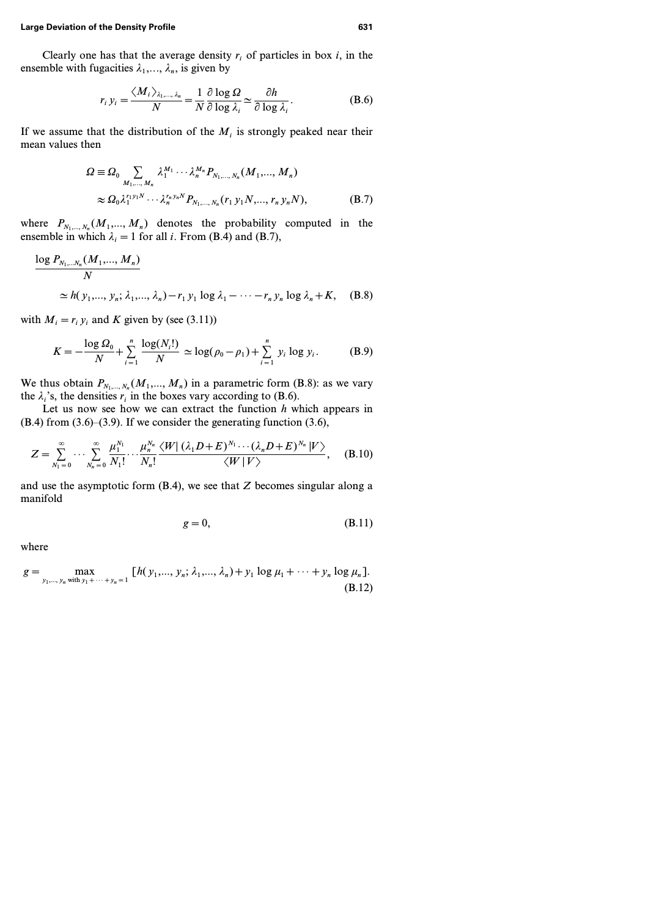Clearly one has that the average density $r_i$ of particles in box $i$, in the ensemble with fugacities $\lambda_1, ..., \lambda_n$, is given by

$$r_i\, y_i = \frac{\langle M_i \rangle_{\lambda_1, ..., \lambda_n}}{N} = \frac{1}{N} \frac{\partial \log \Omega}{\partial \log \lambda_i} \simeq \frac{\partial h}{\partial \log \lambda_i}. \tag{B.6}$$

If we assume that the distribution of the $M_i$ is strongly peaked near their mean values then

$$\begin{aligned} \Omega \equiv \Omega_0 & \sum_{M_1, ..., M_n} \lambda_1^{M_1} \cdots \lambda_n^{M_n} P_{N_1, ..., N_n}(M_1, ..., M_n) \\ & \approx \Omega_0 \lambda_1^{r_1 y_1 N} \cdots \lambda_n^{r_n y_n N} P_{N_1, ..., N_n}(r_1 y_1 N, ..., r_n y_n N), \end{aligned} \tag{B.7}$$

where $P_{N_1, ..., N_n}(M_1, ..., M_n)$ denotes the probability computed in the ensemble in which $\lambda_i = 1$ for all $i$. From (B.4) and (B.7),

$$\begin{aligned} & \frac{\log P_{N_1, ... N_n}(M_1, ..., M_n)}{N} \\ & \quad \simeq h(y_1, ..., y_n; \lambda_1, ..., \lambda_n) - r_1 y_1 \log \lambda_1 - \cdots - r_n y_n \log \lambda_n + K, \end{aligned} \tag{B.8}$$

with $M_i = r_i y_i$ and $K$ given by (see (3.11))

$$K = -\frac{\log \Omega_0}{N} + \sum_{i=1}^{n} \frac{\log(N_i!)}{N} \simeq \log(\rho_0 - \rho_1) + \sum_{i=1}^{n} y_i \log y_i. \tag{B.9}$$

We thus obtain $P_{N_1, ..., N_n}(M_1, ..., M_n)$ in a parametric form (B.8): as we vary the $\lambda_i$'s, the densities $r_i$ in the boxes vary according to (B.6).

Let us now see how we can extract the function $h$ which appears in (B.4) from (3.6)–(3.9). If we consider the generating function (3.6),

$$Z = \sum_{N_1=0}^{\infty} \cdots \sum_{N_n=0}^{\infty} \frac{\mu_1^{N_1}}{N_1!} \cdots \frac{\mu_n^{N_n}}{N_n!} \frac{\langle W | (\lambda_1 D + E)^{N_1} \cdots (\lambda_n D + E)^{N_n} | V \rangle}{\langle W | V \rangle}, \tag{B.10}$$

and use the asymptotic form (B.4), we see that $Z$ becomes singular along a manifold

$$g = 0, \tag{B.11}$$

where

$$g = \max_{y_1, ..., y_n \text{ with } y_1 + \cdots + y_n = 1} \left[ h(y_1, ..., y_n; \lambda_1, ..., \lambda_n) + y_1 \log \mu_1 + \cdots + y_n \log \mu_n \right]. \tag{B.12}$$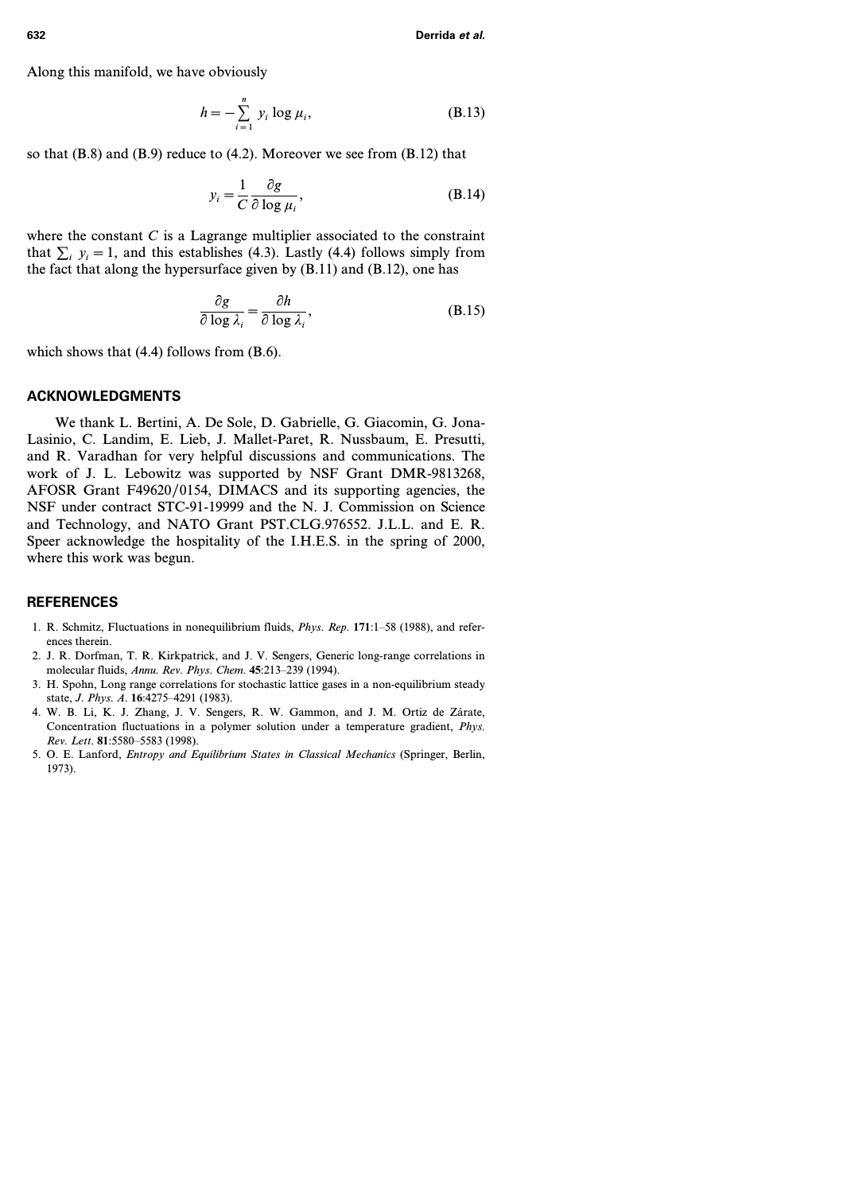Along this manifold, we have obviously

$$h = -\sum_{i=1}^{n} y_i \log \mu_i, \tag{B.13}$$

so that (B.8) and (B.9) reduce to (4.2). Moreover we see from (B.12) that

$$y_i = \frac{1}{C} \frac{\partial g}{\partial \log \mu_i}, \tag{B.14}$$

where the constant $C$ is a Lagrange multiplier associated to the constraint that $\sum_i y_i = 1$, and this establishes (4.3). Lastly (4.4) follows simply from the fact that along the hypersurface given by (B.11) and (B.12), one has

$$\frac{\partial g}{\partial \log \lambda_i} = \frac{\partial h}{\partial \log \lambda_i}, \tag{B.15}$$

which shows that (4.4) follows from (B.6).

## ACKNOWLEDGMENTS

We thank L. Bertini, A. De Sole, D. Gabrielle, G. Giacomin, G. Jona-Lasinio, C. Landim, E. Lieb, J. Mallet-Paret, R. Nussbaum, E. Presutti, and R. Varadhan for very helpful discussions and communications. The work of J. L. Lebowitz was supported by NSF Grant DMR-9813268, AFOSR Grant F49620/0154, DIMACS and its supporting agencies, the NSF under contract STC-91-19999 and the N. J. Commission on Science and Technology, and NATO Grant PST.CLG.976552. J.L.L. and E. R. Speer acknowledge the hospitality of the I.H.E.S. in the spring of 2000, where this work was begun.

## REFERENCES

1. R. Schmitz, Fluctuations in nonequilibrium fluids, *Phys. Rep.* **171**:1–58 (1988), and references therein.
2. J. R. Dorfman, T. R. Kirkpatrick, and J. V. Sengers, Generic long-range correlations in molecular fluids, *Annu. Rev. Phys. Chem.* **45**:213–239 (1994).
3. H. Spohn, Long range correlations for stochastic lattice gases in a non-equilibrium steady state, *J. Phys. A.* **16**:4275–4291 (1983).
4. W. B. Li, K. J. Zhang, J. V. Sengers, R. W. Gammon, and J. M. Ortiz de Zárate, Concentration fluctuations in a polymer solution under a temperature gradient, *Phys. Rev. Lett.* **81**:5580–5583 (1998).
5. O. E. Lanford, *Entropy and Equilibrium States in Classical Mechanics* (Springer, Berlin, 1973).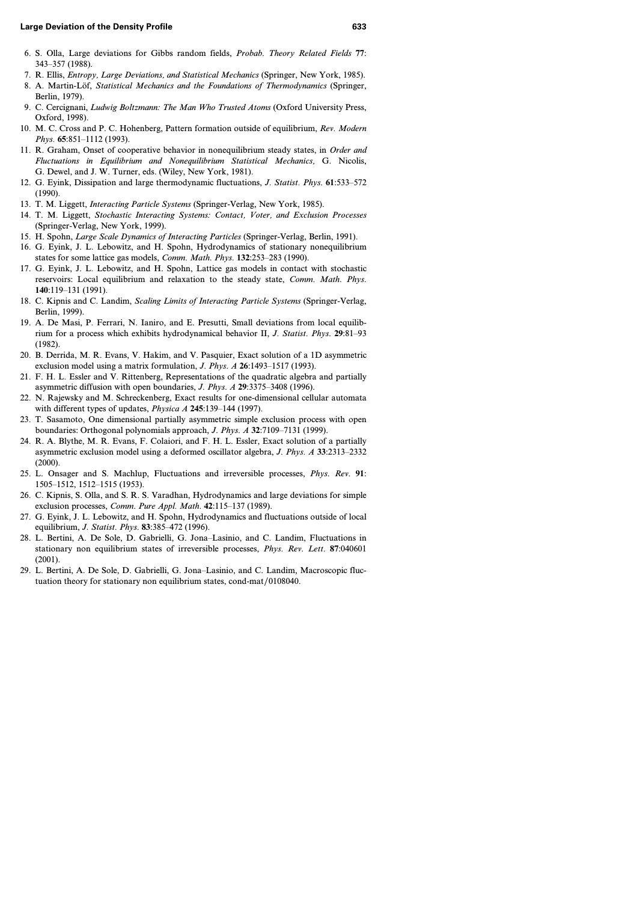6. S. Olla, Large deviations for Gibbs random fields, *Probab. Theory Related Fields* **77**: 343–357 (1988).
7. R. Ellis, *Entropy, Large Deviations, and Statistical Mechanics* (Springer, New York, 1985).
8. A. Martin-Löf, *Statistical Mechanics and the Foundations of Thermodynamics* (Springer, Berlin, 1979).
9. C. Cercignani, *Ludwig Boltzmann: The Man Who Trusted Atoms* (Oxford University Press, Oxford, 1998).
10. M. C. Cross and P. C. Hohenberg, Pattern formation outside of equilibrium, *Rev. Modern Phys.* **65**:851–1112 (1993).
11. R. Graham, Onset of cooperative behavior in nonequilibrium steady states, in *Order and Fluctuations in Equilibrium and Nonequilibrium Statistical Mechanics,* G. Nicolis, G. Dewel, and J. W. Turner, eds. (Wiley, New York, 1981).
12. G. Eyink, Dissipation and large thermodynamic fluctuations, *J. Statist. Phys.* **61**:533–572 (1990).
13. T. M. Liggett, *Interacting Particle Systems* (Springer-Verlag, New York, 1985).
14. T. M. Liggett, *Stochastic Interacting Systems: Contact, Voter, and Exclusion Processes* (Springer-Verlag, New York, 1999).
15. H. Spohn, *Large Scale Dynamics of Interacting Particles* (Springer-Verlag, Berlin, 1991).
16. G. Eyink, J. L. Lebowitz, and H. Spohn, Hydrodynamics of stationary nonequilibrium states for some lattice gas models, *Comm. Math. Phys.* **132**:253–283 (1990).
17. G. Eyink, J. L. Lebowitz, and H. Spohn, Lattice gas models in contact with stochastic reservoirs: Local equilibrium and relaxation to the steady state, *Comm. Math. Phys.* **140**:119–131 (1991).
18. C. Kipnis and C. Landim, *Scaling Limits of Interacting Particle Systems* (Springer-Verlag, Berlin, 1999).
19. A. De Masi, P. Ferrari, N. Ianiro, and E. Presutti, Small deviations from local equilibrium for a process which exhibits hydrodynamical behavior II, *J. Statist. Phys.* **29**:81–93 (1982).
20. B. Derrida, M. R. Evans, V. Hakim, and V. Pasquier, Exact solution of a 1D asymmetric exclusion model using a matrix formulation, *J. Phys. A* **26**:1493–1517 (1993).
21. F. H. L. Essler and V. Rittenberg, Representations of the quadratic algebra and partially asymmetric diffusion with open boundaries, *J. Phys. A* **29**:3375–3408 (1996).
22. N. Rajewsky and M. Schreckenberg, Exact results for one-dimensional cellular automata with different types of updates, *Physica A* **245**:139–144 (1997).
23. T. Sasamoto, One dimensional partially asymmetric simple exclusion process with open boundaries: Orthogonal polynomials approach, *J. Phys. A* **32**:7109–7131 (1999).
24. R. A. Blythe, M. R. Evans, F. Colaiori, and F. H. L. Essler, Exact solution of a partially asymmetric exclusion model using a deformed oscillator algebra, *J. Phys. A* **33**:2313–2332 (2000).
25. L. Onsager and S. Machlup, Fluctuations and irreversible processes, *Phys. Rev.* **91**: 1505–1512, 1512–1515 (1953).
26. C. Kipnis, S. Olla, and S. R. S. Varadhan, Hydrodynamics and large deviations for simple exclusion processes, *Comm. Pure Appl. Math.* **42**:115–137 (1989).
27. G. Eyink, J. L. Lebowitz, and H. Spohn, Hydrodynamics and fluctuations outside of local equilibrium, *J. Statist. Phys.* **83**:385–472 (1996).
28. L. Bertini, A. De Sole, D. Gabrielli, G. Jona–Lasinio, and C. Landim, Fluctuations in stationary non equilibrium states of irreversible processes, *Phys. Rev. Lett.* **87**:040601 (2001).
29. L. Bertini, A. De Sole, D. Gabrielli, G. Jona–Lasinio, and C. Landim, Macroscopic fluctuation theory for stationary non equilibrium states, cond-mat/0108040.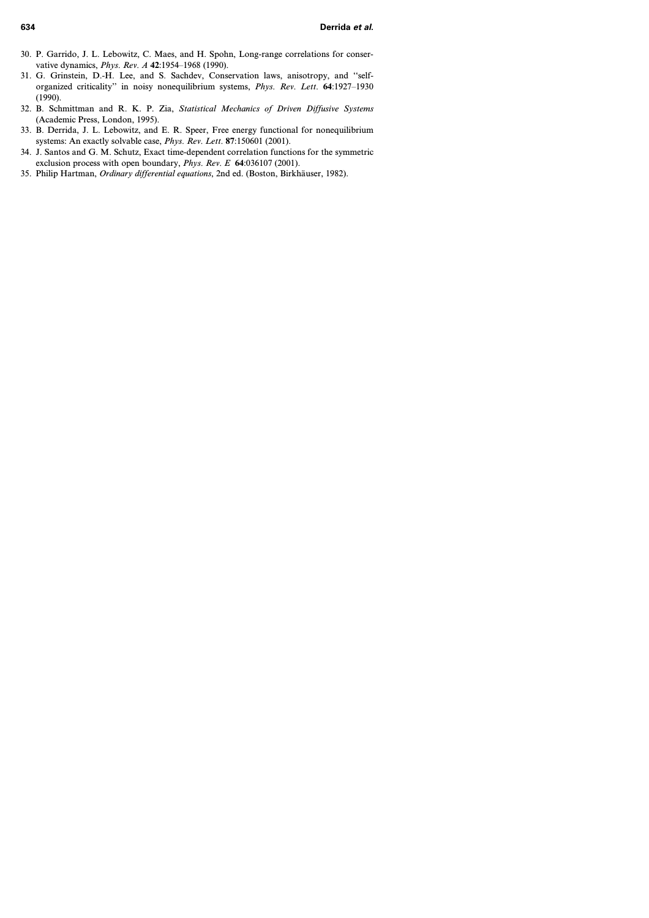30. P. Garrido, J. L. Lebowitz, C. Maes, and H. Spohn, Long-range correlations for conservative dynamics, *Phys. Rev. A* **42**:1954–1968 (1990).
31. G. Grinstein, D.-H. Lee, and S. Sachdev, Conservation laws, anisotropy, and ''self-organized criticality'' in noisy nonequilibrium systems, *Phys. Rev. Lett.* **64**:1927–1930 (1990).
32. B. Schmittman and R. K. P. Zia, *Statistical Mechanics of Driven Diffusive Systems* (Academic Press, London, 1995).
33. B. Derrida, J. L. Lebowitz, and E. R. Speer, Free energy functional for nonequilibrium systems: An exactly solvable case, *Phys. Rev. Lett.* **87**:150601 (2001).
34. J. Santos and G. M. Schutz, Exact time-dependent correlation functions for the symmetric exclusion process with open boundary, *Phys. Rev. E* **64**:036107 (2001).
35. Philip Hartman, *Ordinary differential equations*, 2nd ed. (Boston, Birkhäuser, 1982).